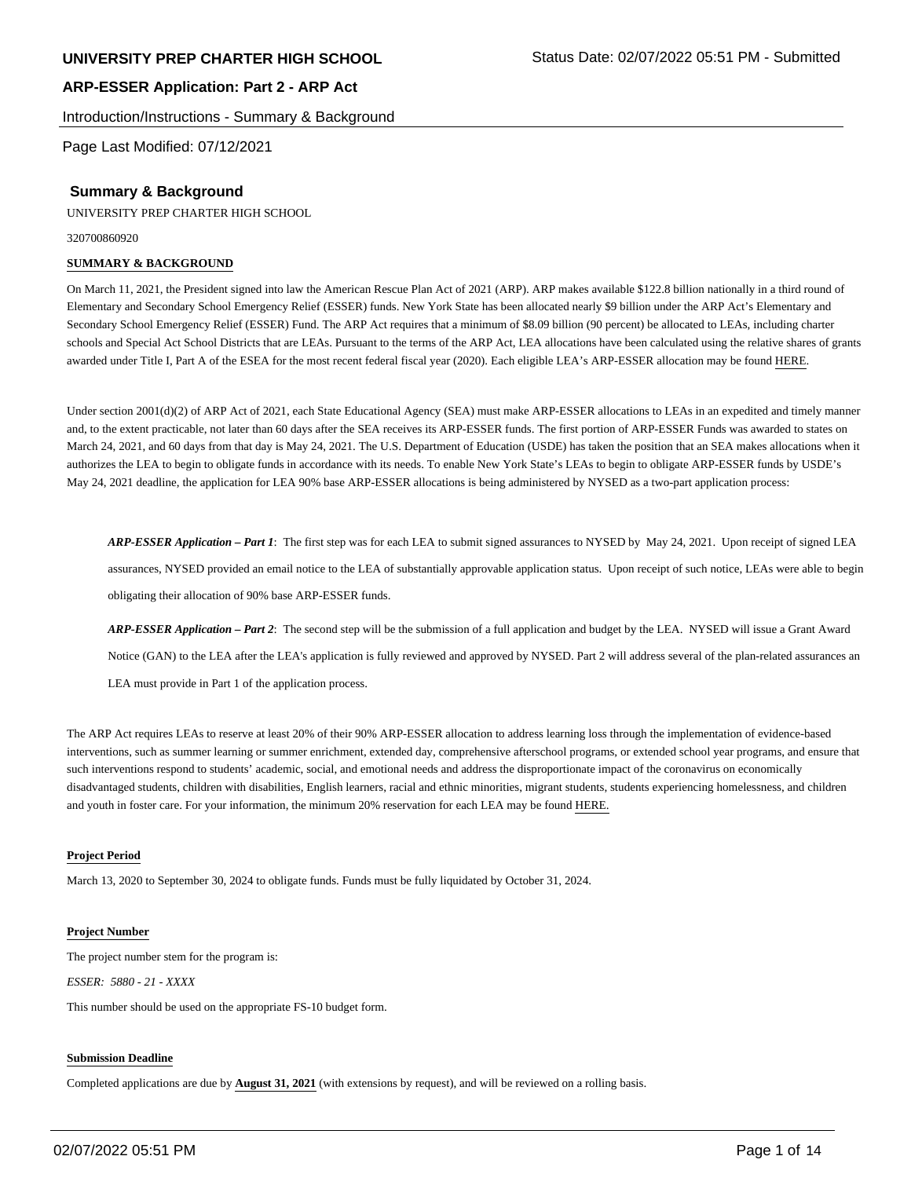**UNIVERSITY PREP CHARTER HIGH SCHOOL**

Status Date: 02/07/2022 05:51 PM - Submitted

**ARP-ESSER Application: Part 2 - ARP Act**

Introduction/Instructions - Summary & Background

Page Last Modified: 07/12/2021

## Summary & Background

UNIVERSITY PREP CHARTER HIGH SCHOOL

320700860920

**SUMMARY & BACKGROUND**

On March 11, 2021, the President signed into law the American Rescue Plan Act of 2021 (ARP). ARP makes available $122.8 billion nationally in a third round of Elementary and Secondary School Emergency Relief (ESSER) funds. New York State has been allocated nearly $9 billion under the ARP Act's Elementary and Secondary School Emergency Relief (ESSER) Fund. The ARP Act requires that a minimum of $8.09 billion (90 percent) be allocated to LEAs, including charter schools and Special Act School Districts that are LEAs. Pursuant to the terms of the ARP Act, LEA allocations have been calculated using the relative shares of grants awarded under Title I, Part A of the ESEA for the most recent federal fiscal year (2020). Each eligible LEA's ARP-ESSER allocation may be found HERE.

Under section 2001(d)(2) of ARP Act of 2021, each State Educational Agency (SEA) must make ARP-ESSER allocations to LEAs in an expedited and timely manner and, to the extent practicable, not later than 60 days after the SEA receives its ARP-ESSER funds. The first portion of ARP-ESSER Funds was awarded to states on March 24, 2021, and 60 days from that day is May 24, 2021. The U.S. Department of Education (USDE) has taken the position that an SEA makes allocations when it authorizes the LEA to begin to obligate funds in accordance with its needs. To enable New York State's LEAs to begin to obligate ARP-ESSER funds by USDE's May 24, 2021 deadline, the application for LEA 90% base ARP-ESSER allocations is being administered by NYSED as a two-part application process:

***ARP-ESSER Application – Part 1***: The first step was for each LEA to submit signed assurances to NYSED by May 24, 2021. Upon receipt of signed LEA assurances, NYSED provided an email notice to the LEA of substantially approvable application status. Upon receipt of such notice, LEAs were able to begin obligating their allocation of 90% base ARP-ESSER funds.

***ARP-ESSER Application – Part 2***: The second step will be the submission of a full application and budget by the LEA. NYSED will issue a Grant Award Notice (GAN) to the LEA after the LEA's application is fully reviewed and approved by NYSED. Part 2 will address several of the plan-related assurances an LEA must provide in Part 1 of the application process.

The ARP Act requires LEAs to reserve at least 20% of their 90% ARP-ESSER allocation to address learning loss through the implementation of evidence-based interventions, such as summer learning or summer enrichment, extended day, comprehensive afterschool programs, or extended school year programs, and ensure that such interventions respond to students' academic, social, and emotional needs and address the disproportionate impact of the coronavirus on economically disadvantaged students, children with disabilities, English learners, racial and ethnic minorities, migrant students, students experiencing homelessness, and children and youth in foster care. For your information, the minimum 20% reservation for each LEA may be found HERE.

**Project Period**

March 13, 2020 to September 30, 2024 to obligate funds. Funds must be fully liquidated by October 31, 2024.

**Project Number**

The project number stem for the program is:

*ESSER: 5880 - 21 - XXXX*

This number should be used on the appropriate FS-10 budget form.

**Submission Deadline**

Completed applications are due by **August 31, 2021** (with extensions by request), and will be reviewed on a rolling basis.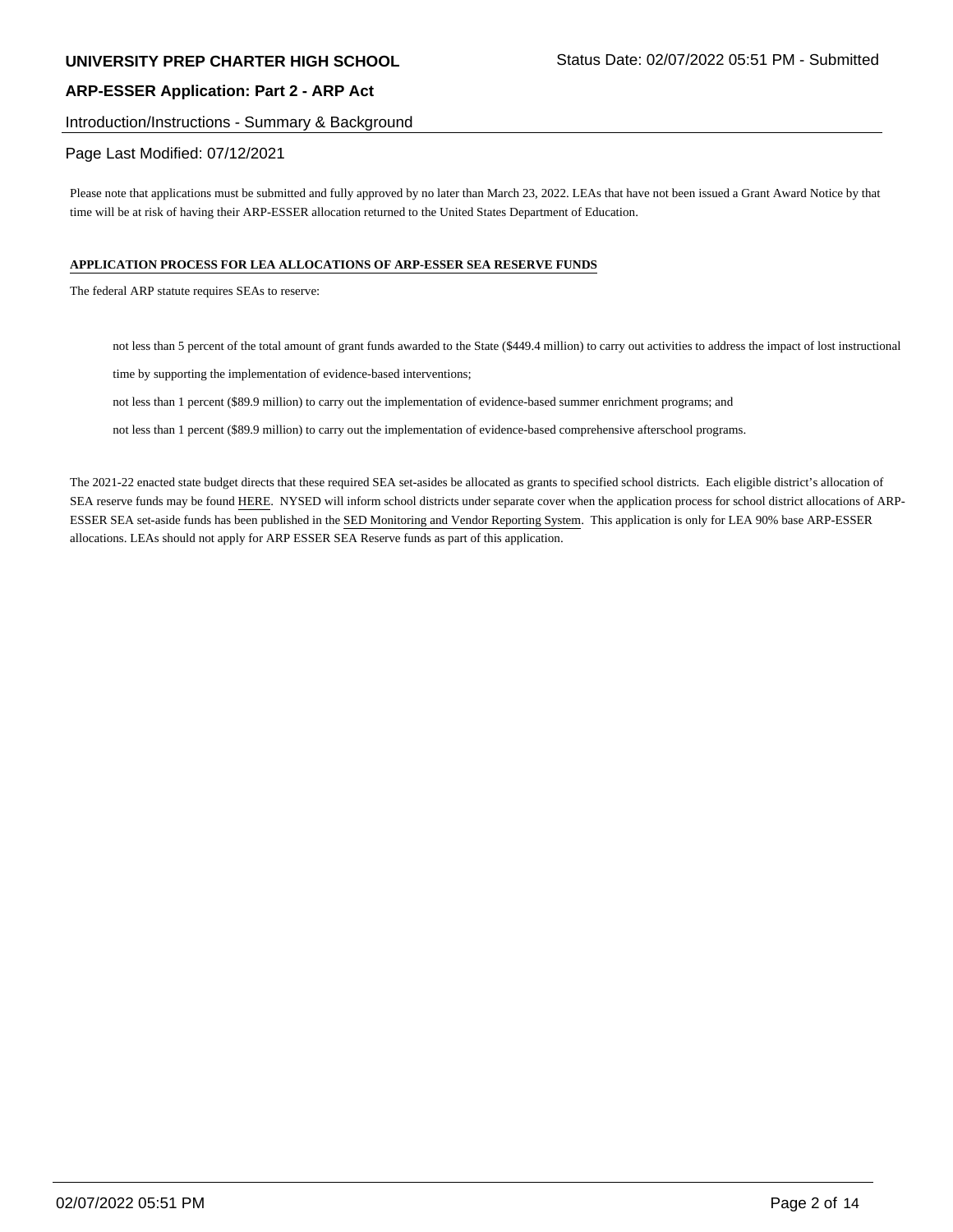## Introduction/Instructions - Summary & Background

Page Last Modified: 07/12/2021

Please note that applications must be submitted and fully approved by no later than March 23, 2022. LEAs that have not been issued a Grant Award Notice by that time will be at risk of having their ARP-ESSER allocation returned to the United States Department of Education.

**APPLICATION PROCESS FOR LEA ALLOCATIONS OF ARP-ESSER SEA RESERVE FUNDS**

The federal ARP statute requires SEAs to reserve:

- not less than 5 percent of the total amount of grant funds awarded to the State ($449.4 million) to carry out activities to address the impact of lost instructional time by supporting the implementation of evidence-based interventions;
- not less than 1 percent ($89.9 million) to carry out the implementation of evidence-based summer enrichment programs; and
- not less than 1 percent ($89.9 million) to carry out the implementation of evidence-based comprehensive afterschool programs.

The 2021-22 enacted state budget directs that these required SEA set-asides be allocated as grants to specified school districts. Each eligible district's allocation of SEA reserve funds may be found HERE. NYSED will inform school districts under separate cover when the application process for school district allocations of ARP-ESSER SEA set-aside funds has been published in the SED Monitoring and Vendor Reporting System. This application is only for LEA 90% base ARP-ESSER allocations. LEAs should not apply for ARP ESSER SEA Reserve funds as part of this application.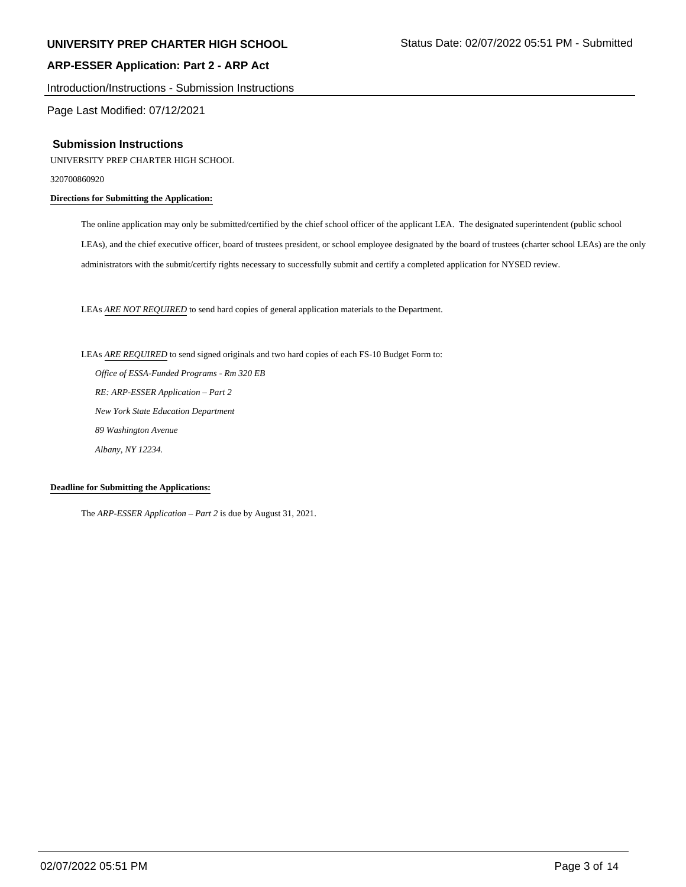# ARP-ESSER Application: Part 2 - ARP Act

Introduction/Instructions - Submission Instructions

Page Last Modified: 07/12/2021

## Submission Instructions

UNIVERSITY PREP CHARTER HIGH SCHOOL

320700860920

**Directions for Submitting the Application:**

The online application may only be submitted/certified by the chief school officer of the applicant LEA. The designated superintendent (public school LEAs), and the chief executive officer, board of trustees president, or school employee designated by the board of trustees (charter school LEAs) are the only administrators with the submit/certify rights necessary to successfully submit and certify a completed application for NYSED review.

LEAs *ARE NOT REQUIRED* to send hard copies of general application materials to the Department.

LEAs *ARE REQUIRED* to send signed originals and two hard copies of each FS-10 Budget Form to:

*Office of ESSA-Funded Programs - Rm 320 EB*
*RE: ARP-ESSER Application – Part 2*
*New York State Education Department*
*89 Washington Avenue*
*Albany, NY 12234.*

**Deadline for Submitting the Applications:**

The *ARP-ESSER Application – Part 2* is due by August 31, 2021.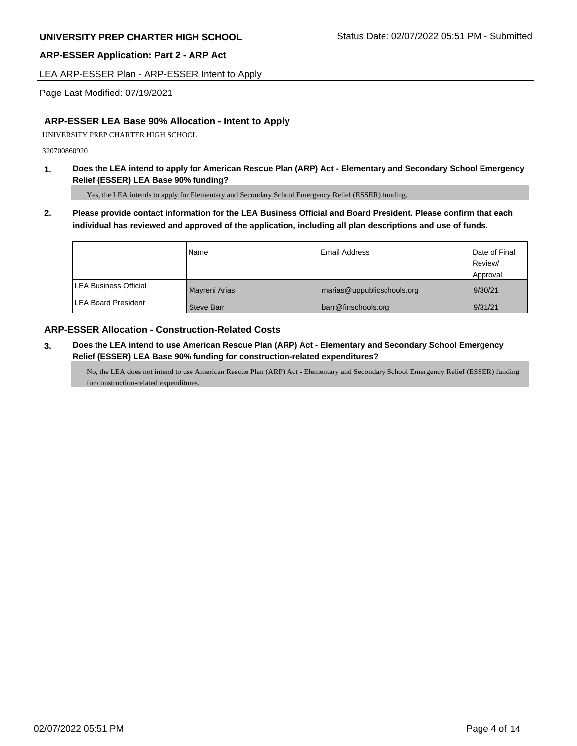## ARP-ESSER LEA Base 90% Allocation - Intent to Apply

UNIVERSITY PREP CHARTER HIGH SCHOOL

320700860920

**1. Does the LEA intend to apply for American Rescue Plan (ARP) Act - Elementary and Secondary School Emergency Relief (ESSER) LEA Base 90% funding?**

Yes, the LEA intends to apply for Elementary and Secondary School Emergency Relief (ESSER) funding.

**2. Please provide contact information for the LEA Business Official and Board President. Please confirm that each individual has reviewed and approved of the application, including all plan descriptions and use of funds.**

| | Name | Email Address | Date of Final Review/ Approval |
|---|---|---|---|
| LEA Business Official | Mayreni Arias | marias@uppublicschools.org | 9/30/21 |
| LEA Board President | Steve Barr | barr@finschools.org | 9/31/21 |

## ARP-ESSER Allocation - Construction-Related Costs

**3. Does the LEA intend to use American Rescue Plan (ARP) Act - Elementary and Secondary School Emergency Relief (ESSER) LEA Base 90% funding for construction-related expenditures?**

No, the LEA does not intend to use American Rescue Plan (ARP) Act - Elementary and Secondary School Emergency Relief (ESSER) funding for construction-related expenditures.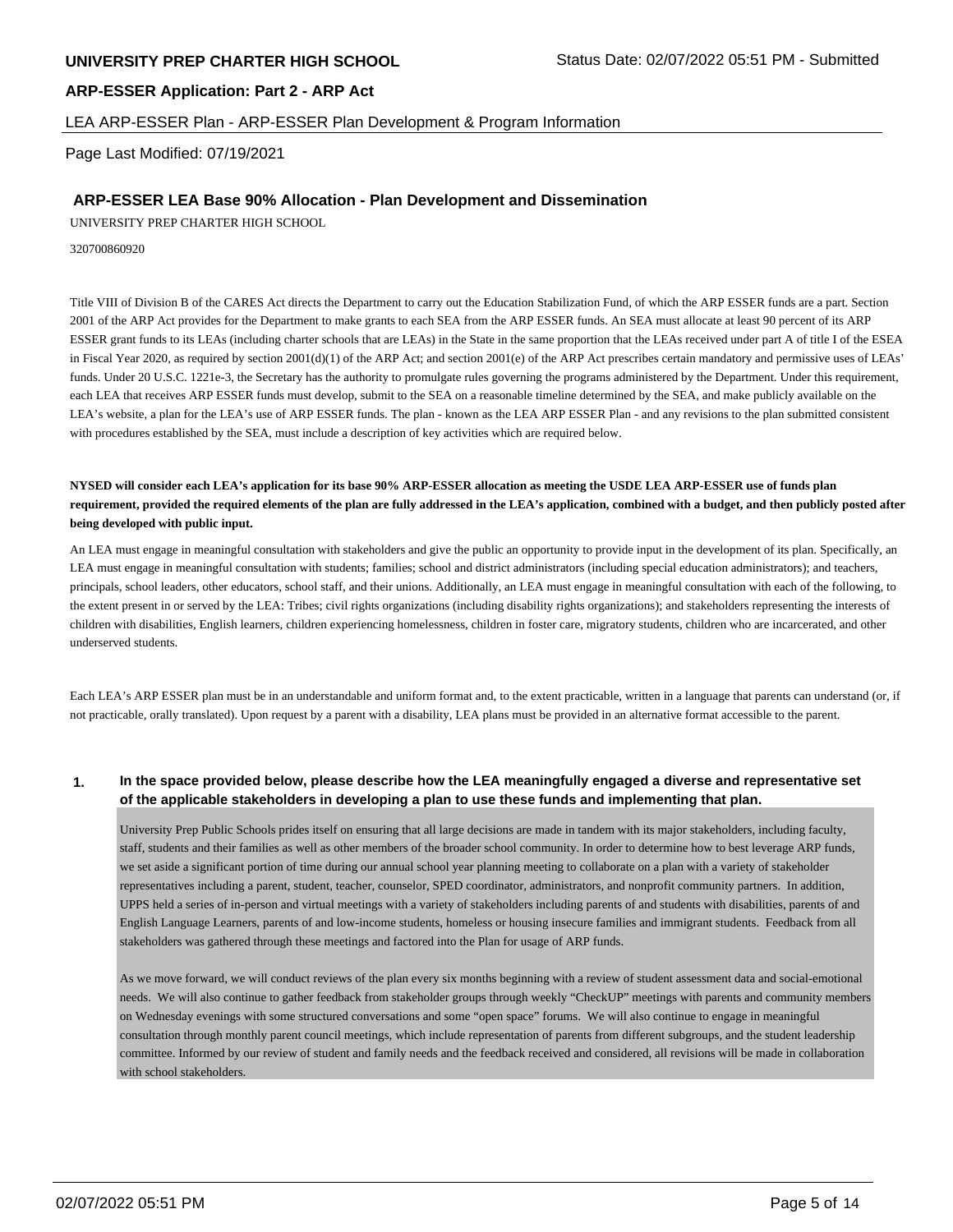**UNIVERSITY PREP CHARTER HIGH SCHOOL**

Status Date: 02/07/2022 05:51 PM - Submitted

**ARP-ESSER Application: Part 2 - ARP Act**

LEA ARP-ESSER Plan - ARP-ESSER Plan Development & Program Information

Page Last Modified: 07/19/2021

## ARP-ESSER LEA Base 90% Allocation - Plan Development and Dissemination

UNIVERSITY PREP CHARTER HIGH SCHOOL

320700860920

Title VIII of Division B of the CARES Act directs the Department to carry out the Education Stabilization Fund, of which the ARP ESSER funds are a part. Section 2001 of the ARP Act provides for the Department to make grants to each SEA from the ARP ESSER funds. An SEA must allocate at least 90 percent of its ARP ESSER grant funds to its LEAs (including charter schools that are LEAs) in the State in the same proportion that the LEAs received under part A of title I of the ESEA in Fiscal Year 2020, as required by section 2001(d)(1) of the ARP Act; and section 2001(e) of the ARP Act prescribes certain mandatory and permissive uses of LEAs' funds. Under 20 U.S.C. 1221e-3, the Secretary has the authority to promulgate rules governing the programs administered by the Department. Under this requirement, each LEA that receives ARP ESSER funds must develop, submit to the SEA on a reasonable timeline determined by the SEA, and make publicly available on the LEA's website, a plan for the LEA's use of ARP ESSER funds. The plan - known as the LEA ARP ESSER Plan - and any revisions to the plan submitted consistent with procedures established by the SEA, must include a description of key activities which are required below.

**NYSED will consider each LEA's application for its base 90% ARP-ESSER allocation as meeting the USDE LEA ARP-ESSER use of funds plan requirement, provided the required elements of the plan are fully addressed in the LEA's application, combined with a budget, and then publicly posted after being developed with public input.**

An LEA must engage in meaningful consultation with stakeholders and give the public an opportunity to provide input in the development of its plan. Specifically, an LEA must engage in meaningful consultation with students; families; school and district administrators (including special education administrators); and teachers, principals, school leaders, other educators, school staff, and their unions. Additionally, an LEA must engage in meaningful consultation with each of the following, to the extent present in or served by the LEA: Tribes; civil rights organizations (including disability rights organizations); and stakeholders representing the interests of children with disabilities, English learners, children experiencing homelessness, children in foster care, migratory students, children who are incarcerated, and other underserved students.

Each LEA's ARP ESSER plan must be in an understandable and uniform format and, to the extent practicable, written in a language that parents can understand (or, if not practicable, orally translated). Upon request by a parent with a disability, LEA plans must be provided in an alternative format accessible to the parent.

**1. In the space provided below, please describe how the LEA meaningfully engaged a diverse and representative set of the applicable stakeholders in developing a plan to use these funds and implementing that plan.**

University Prep Public Schools prides itself on ensuring that all large decisions are made in tandem with its major stakeholders, including faculty, staff, students and their families as well as other members of the broader school community. In order to determine how to best leverage ARP funds, we set aside a significant portion of time during our annual school year planning meeting to collaborate on a plan with a variety of stakeholder representatives including a parent, student, teacher, counselor, SPED coordinator, administrators, and nonprofit community partners. In addition, UPPS held a series of in-person and virtual meetings with a variety of stakeholders including parents of and students with disabilities, parents of and English Language Learners, parents of and low-income students, homeless or housing insecure families and immigrant students. Feedback from all stakeholders was gathered through these meetings and factored into the Plan for usage of ARP funds.

As we move forward, we will conduct reviews of the plan every six months beginning with a review of student assessment data and social-emotional needs. We will also continue to gather feedback from stakeholder groups through weekly "CheckUP" meetings with parents and community members on Wednesday evenings with some structured conversations and some "open space" forums. We will also continue to engage in meaningful consultation through monthly parent council meetings, which include representation of parents from different subgroups, and the student leadership committee. Informed by our review of student and family needs and the feedback received and considered, all revisions will be made in collaboration with school stakeholders.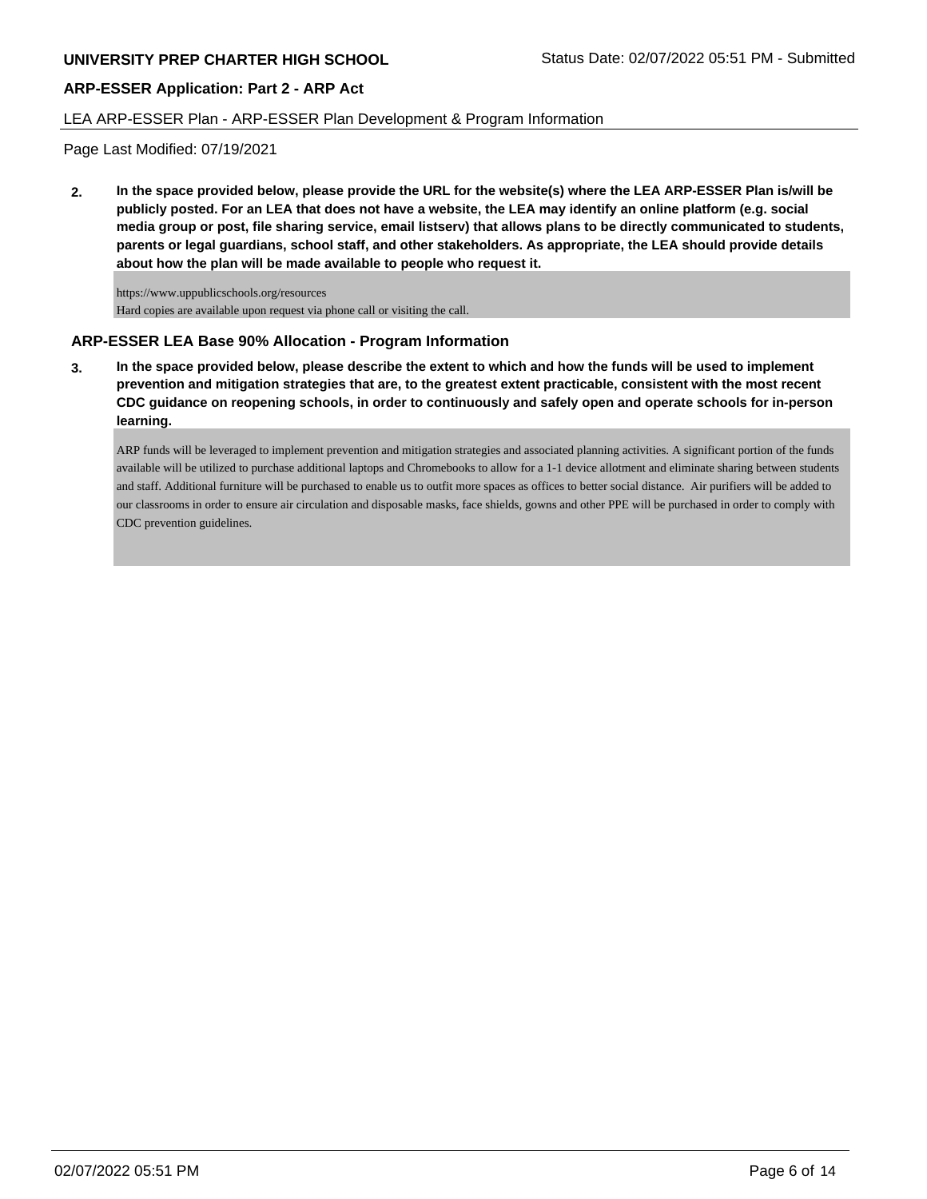**UNIVERSITY PREP CHARTER HIGH SCHOOL** Status Date: 02/07/2022 05:51 PM - Submitted

**ARP-ESSER Application: Part 2 - ARP Act**

LEA ARP-ESSER Plan - ARP-ESSER Plan Development & Program Information

Page Last Modified: 07/19/2021

**2. In the space provided below, please provide the URL for the website(s) where the LEA ARP-ESSER Plan is/will be publicly posted. For an LEA that does not have a website, the LEA may identify an online platform (e.g. social media group or post, file sharing service, email listserv) that allows plans to be directly communicated to students, parents or legal guardians, school staff, and other stakeholders. As appropriate, the LEA should provide details about how the plan will be made available to people who request it.**

https://www.uppublicschools.org/resources
Hard copies are available upon request via phone call or visiting the call.

### ARP-ESSER LEA Base 90% Allocation - Program Information

**3. In the space provided below, please describe the extent to which and how the funds will be used to implement prevention and mitigation strategies that are, to the greatest extent practicable, consistent with the most recent CDC guidance on reopening schools, in order to continuously and safely open and operate schools for in-person learning.**

ARP funds will be leveraged to implement prevention and mitigation strategies and associated planning activities. A significant portion of the funds available will be utilized to purchase additional laptops and Chromebooks to allow for a 1-1 device allotment and eliminate sharing between students and staff. Additional furniture will be purchased to enable us to outfit more spaces as offices to better social distance. Air purifiers will be added to our classrooms in order to ensure air circulation and disposable masks, face shields, gowns and other PPE will be purchased in order to comply with CDC prevention guidelines.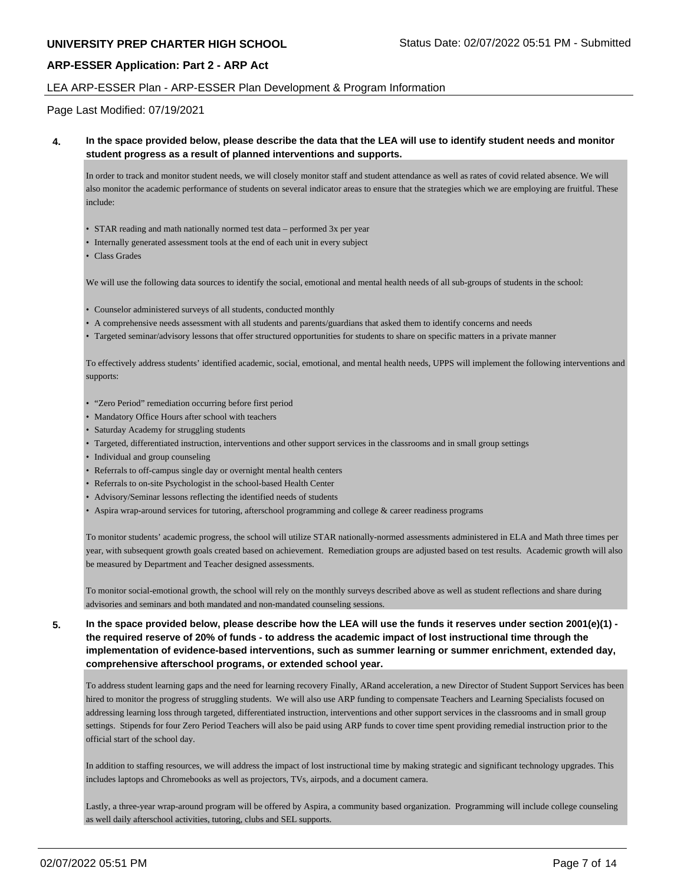**UNIVERSITY PREP CHARTER HIGH SCHOOL**

**ARP-ESSER Application: Part 2 - ARP Act**

LEA ARP-ESSER Plan - ARP-ESSER Plan Development & Program Information

Page Last Modified: 07/19/2021

**4. In the space provided below, please describe the data that the LEA will use to identify student needs and monitor student progress as a result of planned interventions and supports.**

In order to track and monitor student needs, we will closely monitor staff and student attendance as well as rates of covid related absence. We will also monitor the academic performance of students on several indicator areas to ensure that the strategies which we are employing are fruitful. These include:

- STAR reading and math nationally normed test data – performed 3x per year
- Internally generated assessment tools at the end of each unit in every subject
- Class Grades

We will use the following data sources to identify the social, emotional and mental health needs of all sub-groups of students in the school:

- Counselor administered surveys of all students, conducted monthly
- A comprehensive needs assessment with all students and parents/guardians that asked them to identify concerns and needs
- Targeted seminar/advisory lessons that offer structured opportunities for students to share on specific matters in a private manner

To effectively address students' identified academic, social, emotional, and mental health needs, UPPS will implement the following interventions and supports:

- "Zero Period" remediation occurring before first period
- Mandatory Office Hours after school with teachers
- Saturday Academy for struggling students
- Targeted, differentiated instruction, interventions and other support services in the classrooms and in small group settings
- Individual and group counseling
- Referrals to off-campus single day or overnight mental health centers
- Referrals to on-site Psychologist in the school-based Health Center
- Advisory/Seminar lessons reflecting the identified needs of students
- Aspira wrap-around services for tutoring, afterschool programming and college & career readiness programs

To monitor students' academic progress, the school will utilize STAR nationally-normed assessments administered in ELA and Math three times per year, with subsequent growth goals created based on achievement. Remediation groups are adjusted based on test results. Academic growth will also be measured by Department and Teacher designed assessments.

To monitor social-emotional growth, the school will rely on the monthly surveys described above as well as student reflections and share during advisories and seminars and both mandated and non-mandated counseling sessions.

**5. In the space provided below, please describe how the LEA will use the funds it reserves under section 2001(e)(1) - the required reserve of 20% of funds - to address the academic impact of lost instructional time through the implementation of evidence-based interventions, such as summer learning or summer enrichment, extended day, comprehensive afterschool programs, or extended school year.**

To address student learning gaps and the need for learning recovery Finally, ARand acceleration, a new Director of Student Support Services has been hired to monitor the progress of struggling students. We will also use ARP funding to compensate Teachers and Learning Specialists focused on addressing learning loss through targeted, differentiated instruction, interventions and other support services in the classrooms and in small group settings. Stipends for four Zero Period Teachers will also be paid using ARP funds to cover time spent providing remedial instruction prior to the official start of the school day.

In addition to staffing resources, we will address the impact of lost instructional time by making strategic and significant technology upgrades. This includes laptops and Chromebooks as well as projectors, TVs, airpods, and a document camera.

Lastly, a three-year wrap-around program will be offered by Aspira, a community based organization. Programming will include college counseling as well daily afterschool activities, tutoring, clubs and SEL supports.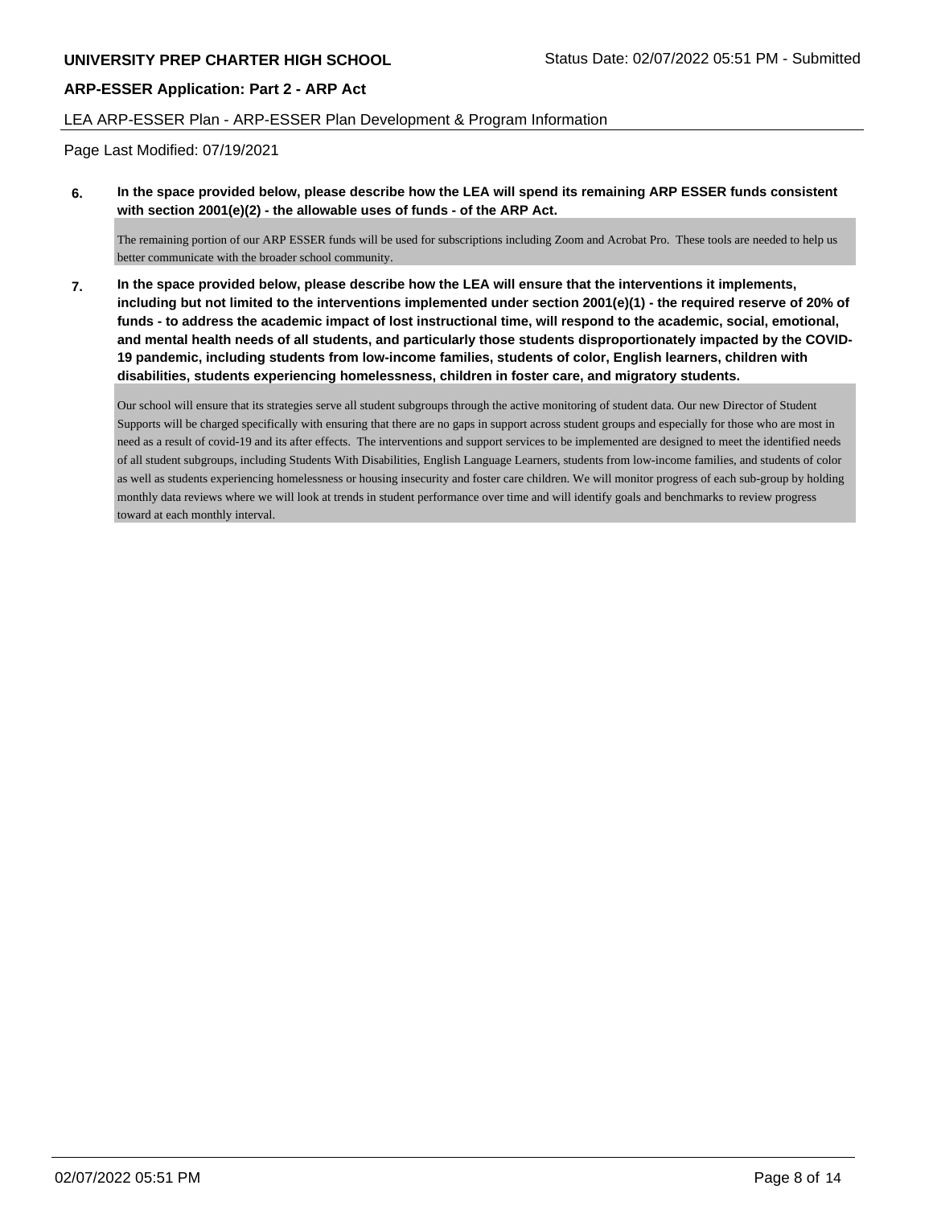LEA ARP-ESSER Plan - ARP-ESSER Plan Development & Program Information

Page Last Modified: 07/19/2021

**6. In the space provided below, please describe how the LEA will spend its remaining ARP ESSER funds consistent with section 2001(e)(2) - the allowable uses of funds - of the ARP Act.**

The remaining portion of our ARP ESSER funds will be used for subscriptions including Zoom and Acrobat Pro. These tools are needed to help us better communicate with the broader school community.

**7. In the space provided below, please describe how the LEA will ensure that the interventions it implements, including but not limited to the interventions implemented under section 2001(e)(1) - the required reserve of 20% of funds - to address the academic impact of lost instructional time, will respond to the academic, social, emotional, and mental health needs of all students, and particularly those students disproportionately impacted by the COVID-19 pandemic, including students from low-income families, students of color, English learners, children with disabilities, students experiencing homelessness, children in foster care, and migratory students.**

Our school will ensure that its strategies serve all student subgroups through the active monitoring of student data. Our new Director of Student Supports will be charged specifically with ensuring that there are no gaps in support across student groups and especially for those who are most in need as a result of covid-19 and its after effects. The interventions and support services to be implemented are designed to meet the identified needs of all student subgroups, including Students With Disabilities, English Language Learners, students from low-income families, and students of color as well as students experiencing homelessness or housing insecurity and foster care children. We will monitor progress of each sub-group by holding monthly data reviews where we will look at trends in student performance over time and will identify goals and benchmarks to review progress toward at each monthly interval.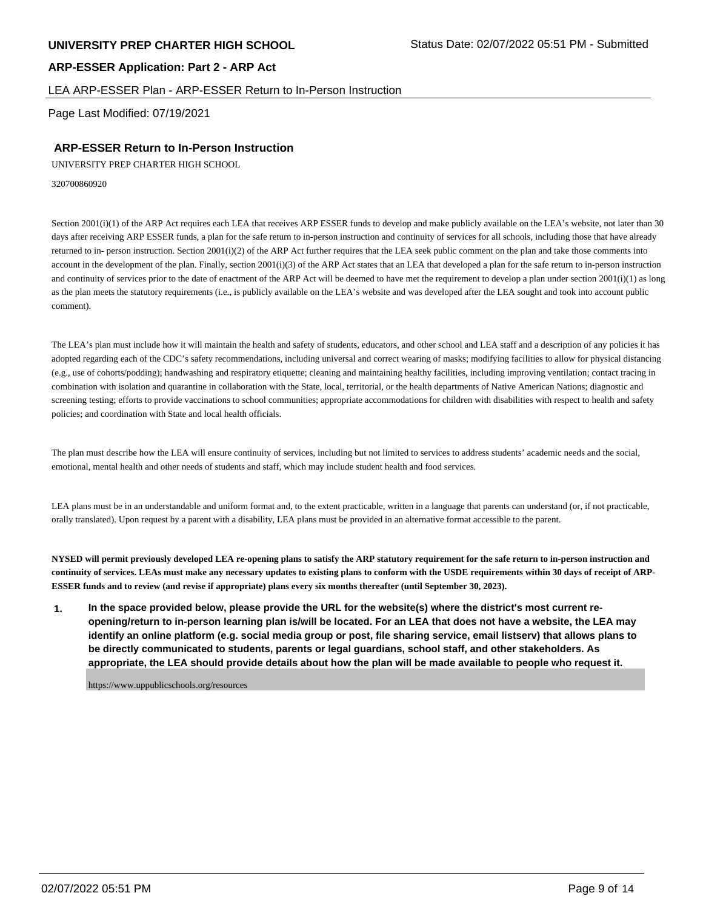## ARP-ESSER Application: Part 2 - ARP Act

LEA ARP-ESSER Plan - ARP-ESSER Return to In-Person Instruction

Page Last Modified: 07/19/2021

### ARP-ESSER Return to In-Person Instruction

UNIVERSITY PREP CHARTER HIGH SCHOOL

320700860920

Section 2001(i)(1) of the ARP Act requires each LEA that receives ARP ESSER funds to develop and make publicly available on the LEA's website, not later than 30 days after receiving ARP ESSER funds, a plan for the safe return to in-person instruction and continuity of services for all schools, including those that have already returned to in- person instruction. Section 2001(i)(2) of the ARP Act further requires that the LEA seek public comment on the plan and take those comments into account in the development of the plan. Finally, section 2001(i)(3) of the ARP Act states that an LEA that developed a plan for the safe return to in-person instruction and continuity of services prior to the date of enactment of the ARP Act will be deemed to have met the requirement to develop a plan under section 2001(i)(1) as long as the plan meets the statutory requirements (i.e., is publicly available on the LEA's website and was developed after the LEA sought and took into account public comment).

The LEA's plan must include how it will maintain the health and safety of students, educators, and other school and LEA staff and a description of any policies it has adopted regarding each of the CDC's safety recommendations, including universal and correct wearing of masks; modifying facilities to allow for physical distancing (e.g., use of cohorts/podding); handwashing and respiratory etiquette; cleaning and maintaining healthy facilities, including improving ventilation; contact tracing in combination with isolation and quarantine in collaboration with the State, local, territorial, or the health departments of Native American Nations; diagnostic and screening testing; efforts to provide vaccinations to school communities; appropriate accommodations for children with disabilities with respect to health and safety policies; and coordination with State and local health officials.

The plan must describe how the LEA will ensure continuity of services, including but not limited to services to address students' academic needs and the social, emotional, mental health and other needs of students and staff, which may include student health and food services.

LEA plans must be in an understandable and uniform format and, to the extent practicable, written in a language that parents can understand (or, if not practicable, orally translated). Upon request by a parent with a disability, LEA plans must be provided in an alternative format accessible to the parent.

**NYSED will permit previously developed LEA re-opening plans to satisfy the ARP statutory requirement for the safe return to in-person instruction and continuity of services. LEAs must make any necessary updates to existing plans to conform with the USDE requirements within 30 days of receipt of ARP-ESSER funds and to review (and revise if appropriate) plans every six months thereafter (until September 30, 2023).**

**1. In the space provided below, please provide the URL for the website(s) where the district's most current re-opening/return to in-person learning plan is/will be located. For an LEA that does not have a website, the LEA may identify an online platform (e.g. social media group or post, file sharing service, email listserv) that allows plans to be directly communicated to students, parents or legal guardians, school staff, and other stakeholders. As appropriate, the LEA should provide details about how the plan will be made available to people who request it.**

https://www.uppublicschools.org/resources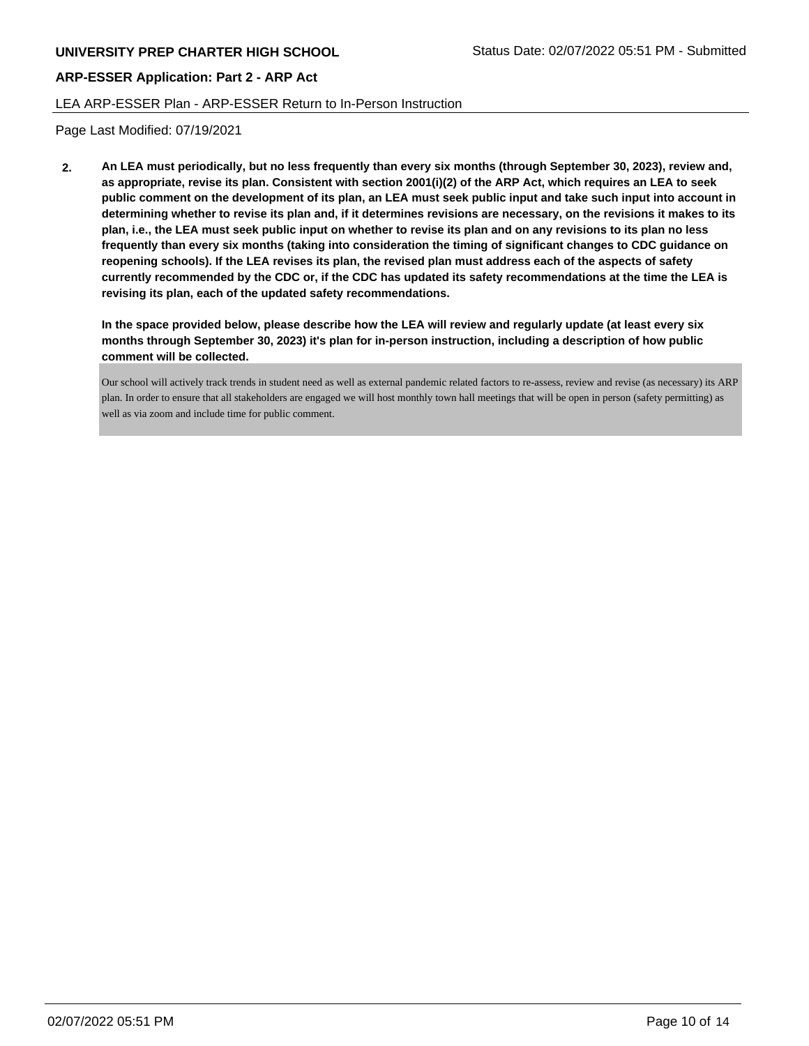**UNIVERSITY PREP CHARTER HIGH SCHOOL** Status Date: 02/07/2022 05:51 PM - Submitted

**ARP-ESSER Application: Part 2 - ARP Act**

LEA ARP-ESSER Plan - ARP-ESSER Return to In-Person Instruction

Page Last Modified: 07/19/2021

**2. An LEA must periodically, but no less frequently than every six months (through September 30, 2023), review and, as appropriate, revise its plan. Consistent with section 2001(i)(2) of the ARP Act, which requires an LEA to seek public comment on the development of its plan, an LEA must seek public input and take such input into account in determining whether to revise its plan and, if it determines revisions are necessary, on the revisions it makes to its plan, i.e., the LEA must seek public input on whether to revise its plan and on any revisions to its plan no less frequently than every six months (taking into consideration the timing of significant changes to CDC guidance on reopening schools). If the LEA revises its plan, the revised plan must address each of the aspects of safety currently recommended by the CDC or, if the CDC has updated its safety recommendations at the time the LEA is revising its plan, each of the updated safety recommendations.**

**In the space provided below, please describe how the LEA will review and regularly update (at least every six months through September 30, 2023) it's plan for in-person instruction, including a description of how public comment will be collected.**

Our school will actively track trends in student need as well as external pandemic related factors to re-assess, review and revise (as necessary) its ARP plan. In order to ensure that all stakeholders are engaged we will host monthly town hall meetings that will be open in person (safety permitting) as well as via zoom and include time for public comment.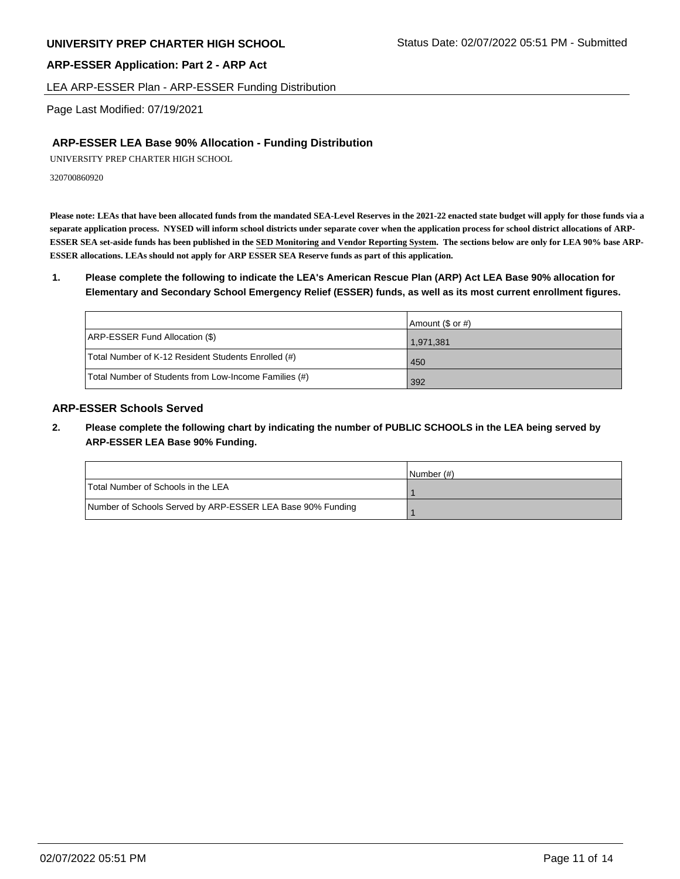## ARP-ESSER Application: Part 2 - ARP Act

LEA ARP-ESSER Plan - ARP-ESSER Funding Distribution

Page Last Modified: 07/19/2021

### ARP-ESSER LEA Base 90% Allocation - Funding Distribution

UNIVERSITY PREP CHARTER HIGH SCHOOL

320700860920

**Please note: LEAs that have been allocated funds from the mandated SEA-Level Reserves in the 2021-22 enacted state budget will apply for those funds via a separate application process. NYSED will inform school districts under separate cover when the application process for school district allocations of ARP-ESSER SEA set-aside funds has been published in the SED Monitoring and Vendor Reporting System. The sections below are only for LEA 90% base ARP-ESSER allocations. LEAs should not apply for ARP ESSER SEA Reserve funds as part of this application.**

**1. Please complete the following to indicate the LEA's American Rescue Plan (ARP) Act LEA Base 90% allocation for Elementary and Secondary School Emergency Relief (ESSER) funds, as well as its most current enrollment figures.**

| | Amount ($ or #) |
|---|---|
| ARP-ESSER Fund Allocation ($) | 1,971,381 |
| Total Number of K-12 Resident Students Enrolled (#) | 450 |
| Total Number of Students from Low-Income Families (#) | 392 |

### ARP-ESSER Schools Served

**2. Please complete the following chart by indicating the number of PUBLIC SCHOOLS in the LEA being served by ARP-ESSER LEA Base 90% Funding.**

| | Number (#) |
|---|---|
| Total Number of Schools in the LEA | 1 |
| Number of Schools Served by ARP-ESSER LEA Base 90% Funding | 1 |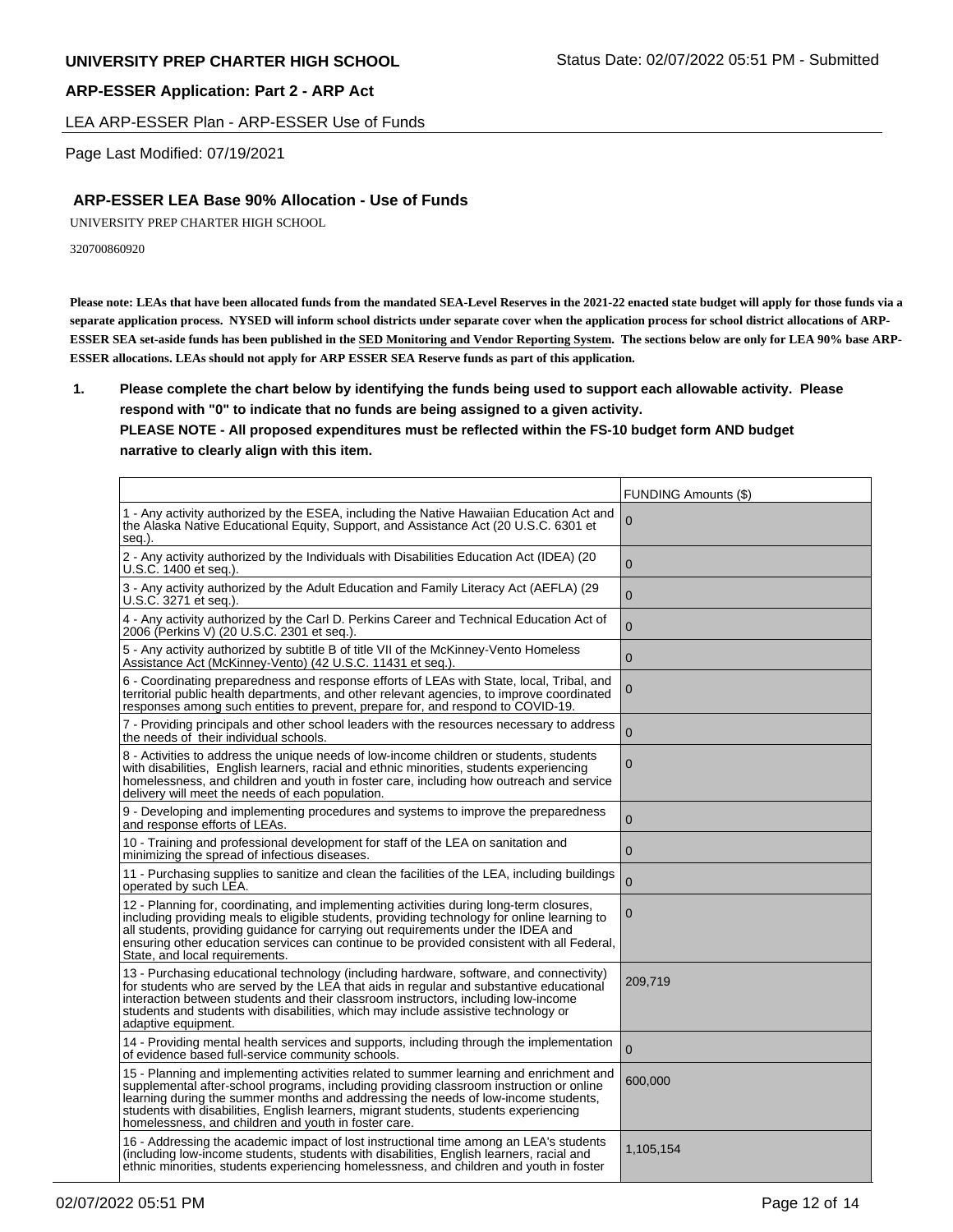**ARP-ESSER Application: Part 2 - ARP Act**

LEA ARP-ESSER Plan - ARP-ESSER Use of Funds

Page Last Modified: 07/19/2021

### ARP-ESSER LEA Base 90% Allocation - Use of Funds

UNIVERSITY PREP CHARTER HIGH SCHOOL

320700860920

**Please note: LEAs that have been allocated funds from the mandated SEA-Level Reserves in the 2021-22 enacted state budget will apply for those funds via a separate application process. NYSED will inform school districts under separate cover when the application process for school district allocations of ARP-ESSER SEA set-aside funds has been published in the SED Monitoring and Vendor Reporting System. The sections below are only for LEA 90% base ARP-ESSER allocations. LEAs should not apply for ARP ESSER SEA Reserve funds as part of this application.**

1. **Please complete the chart below by identifying the funds being used to support each allowable activity. Please respond with "0" to indicate that no funds are being assigned to a given activity.**
   **PLEASE NOTE - All proposed expenditures must be reflected within the FS-10 budget form AND budget narrative to clearly align with this item.**

| | FUNDING Amounts ($) |
|---|---|
| 1 - Any activity authorized by the ESEA, including the Native Hawaiian Education Act and the Alaska Native Educational Equity, Support, and Assistance Act (20 U.S.C. 6301 et seq.). | 0 |
| 2 - Any activity authorized by the Individuals with Disabilities Education Act (IDEA) (20 U.S.C. 1400 et seq.). | 0 |
| 3 - Any activity authorized by the Adult Education and Family Literacy Act (AEFLA) (29 U.S.C. 3271 et seq.). | 0 |
| 4 - Any activity authorized by the Carl D. Perkins Career and Technical Education Act of 2006 (Perkins V) (20 U.S.C. 2301 et seq.). | 0 |
| 5 - Any activity authorized by subtitle B of title VII of the McKinney-Vento Homeless Assistance Act (McKinney-Vento) (42 U.S.C. 11431 et seq.). | 0 |
| 6 - Coordinating preparedness and response efforts of LEAs with State, local, Tribal, and territorial public health departments, and other relevant agencies, to improve coordinated responses among such entities to prevent, prepare for, and respond to COVID-19. | 0 |
| 7 - Providing principals and other school leaders with the resources necessary to address the needs of their individual schools. | 0 |
| 8 - Activities to address the unique needs of low-income children or students, students with disabilities, English learners, racial and ethnic minorities, students experiencing homelessness, and children and youth in foster care, including how outreach and service delivery will meet the needs of each population. | 0 |
| 9 - Developing and implementing procedures and systems to improve the preparedness and response efforts of LEAs. | 0 |
| 10 - Training and professional development for staff of the LEA on sanitation and minimizing the spread of infectious diseases. | 0 |
| 11 - Purchasing supplies to sanitize and clean the facilities of the LEA, including buildings operated by such LEA. | 0 |
| 12 - Planning for, coordinating, and implementing activities during long-term closures, including providing meals to eligible students, providing technology for online learning to all students, providing guidance for carrying out requirements under the IDEA and ensuring other education services can continue to be provided consistent with all Federal, State, and local requirements. | 0 |
| 13 - Purchasing educational technology (including hardware, software, and connectivity) for students who are served by the LEA that aids in regular and substantive educational interaction between students and their classroom instructors, including low-income students and students with disabilities, which may include assistive technology or adaptive equipment. | 209,719 |
| 14 - Providing mental health services and supports, including through the implementation of evidence based full-service community schools. | 0 |
| 15 - Planning and implementing activities related to summer learning and enrichment and supplemental after-school programs, including providing classroom instruction or online learning during the summer months and addressing the needs of low-income students, students with disabilities, English learners, migrant students, students experiencing homelessness, and children and youth in foster care. | 600,000 |
| 16 - Addressing the academic impact of lost instructional time among an LEA's students (including low-income students, students with disabilities, English learners, racial and ethnic minorities, students experiencing homelessness, and children and youth in foster | 1,105,154 |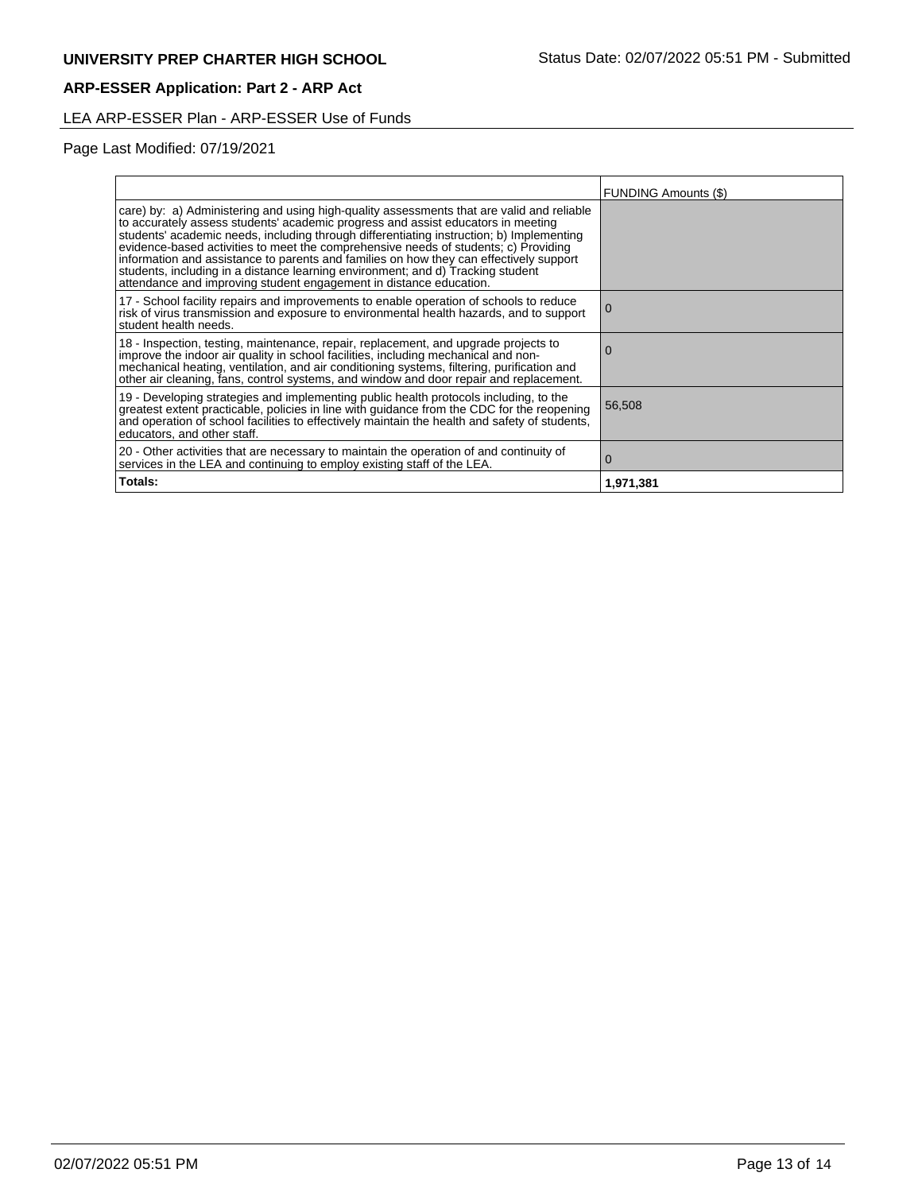## ARP-ESSER Application: Part 2 - ARP Act

LEA ARP-ESSER Plan - ARP-ESSER Use of Funds

Page Last Modified: 07/19/2021

| | FUNDING Amounts ($) |
|---|---|
| care) by: a) Administering and using high-quality assessments that are valid and reliable to accurately assess students' academic progress and assist educators in meeting students' academic needs, including through differentiating instruction; b) Implementing evidence-based activities to meet the comprehensive needs of students; c) Providing information and assistance to parents and families on how they can effectively support students, including in a distance learning environment; and d) Tracking student attendance and improving student engagement in distance education. | |
| 17 - School facility repairs and improvements to enable operation of schools to reduce risk of virus transmission and exposure to environmental health hazards, and to support student health needs. | 0 |
| 18 - Inspection, testing, maintenance, repair, replacement, and upgrade projects to improve the indoor air quality in school facilities, including mechanical and non-mechanical heating, ventilation, and air conditioning systems, filtering, purification and other air cleaning, fans, control systems, and window and door repair and replacement. | 0 |
| 19 - Developing strategies and implementing public health protocols including, to the greatest extent practicable, policies in line with guidance from the CDC for the reopening and operation of school facilities to effectively maintain the health and safety of students, educators, and other staff. | 56,508 |
| 20 - Other activities that are necessary to maintain the operation of and continuity of services in the LEA and continuing to employ existing staff of the LEA. | 0 |
| **Totals:** | **1,971,381** |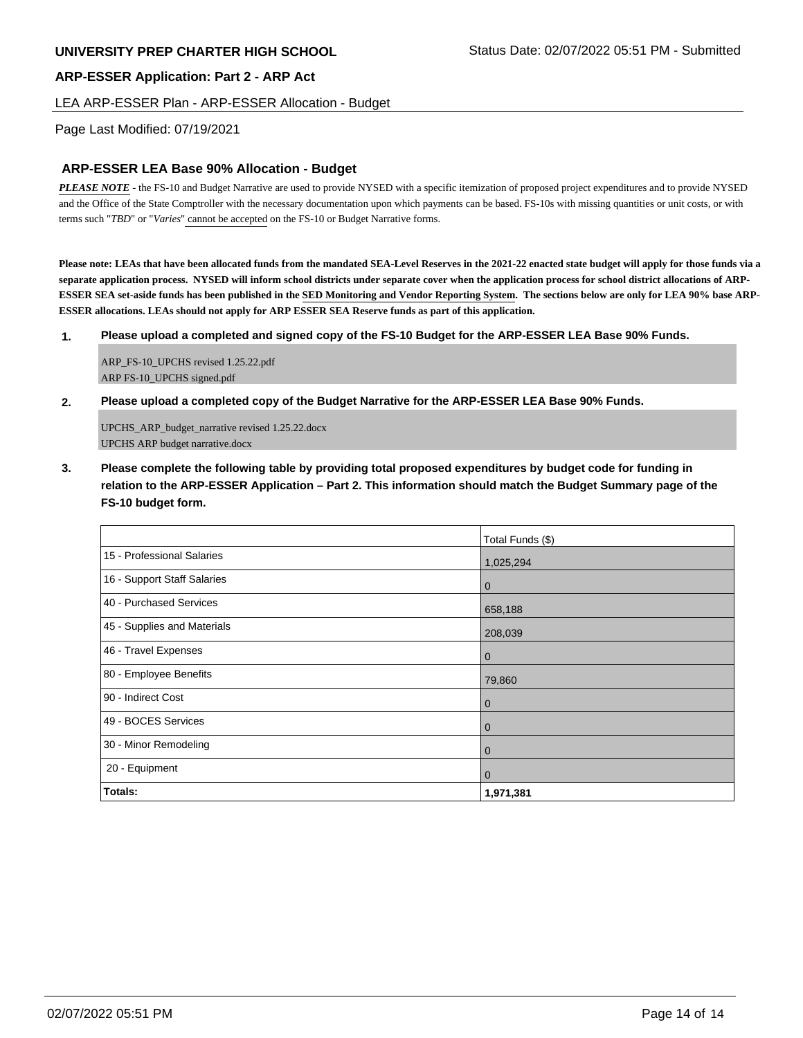## ARP-ESSER Application: Part 2 - ARP Act

LEA ARP-ESSER Plan - ARP-ESSER Allocation - Budget

Page Last Modified: 07/19/2021

### ARP-ESSER LEA Base 90% Allocation - Budget

***PLEASE NOTE*** - the FS-10 and Budget Narrative are used to provide NYSED with a specific itemization of proposed project expenditures and to provide NYSED and the Office of the State Comptroller with the necessary documentation upon which payments can be based. FS-10s with missing quantities or unit costs, or with terms such "*TBD*" or "*Varies*" cannot be accepted on the FS-10 or Budget Narrative forms.

**Please note: LEAs that have been allocated funds from the mandated SEA-Level Reserves in the 2021-22 enacted state budget will apply for those funds via a separate application process. NYSED will inform school districts under separate cover when the application process for school district allocations of ARP-ESSER SEA set-aside funds has been published in the SED Monitoring and Vendor Reporting System. The sections below are only for LEA 90% base ARP-ESSER allocations. LEAs should not apply for ARP ESSER SEA Reserve funds as part of this application.**

1. **Please upload a completed and signed copy of the FS-10 Budget for the ARP-ESSER LEA Base 90% Funds.**

   ARP_FS-10_UPCHS revised 1.25.22.pdf
   ARP FS-10_UPCHS signed.pdf

2. **Please upload a completed copy of the Budget Narrative for the ARP-ESSER LEA Base 90% Funds.**

   UPCHS_ARP_budget_narrative revised 1.25.22.docx
   UPCHS ARP budget narrative.docx

3. **Please complete the following table by providing total proposed expenditures by budget code for funding in relation to the ARP-ESSER Application – Part 2. This information should match the Budget Summary page of the FS-10 budget form.**

| | Total Funds ($) |
|---|---|
| 15 - Professional Salaries | 1,025,294 |
| 16 - Support Staff Salaries | 0 |
| 40 - Purchased Services | 658,188 |
| 45 - Supplies and Materials | 208,039 |
| 46 - Travel Expenses | 0 |
| 80 - Employee Benefits | 79,860 |
| 90 - Indirect Cost | 0 |
| 49 - BOCES Services | 0 |
| 30 - Minor Remodeling | 0 |
| 20 - Equipment | 0 |
| **Totals:** | **1,971,381** |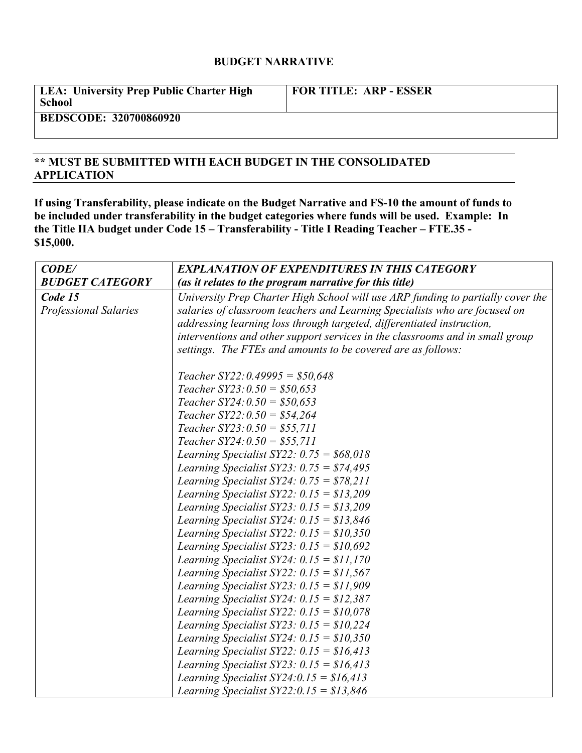**BUDGET NARRATIVE**

| LEA: University Prep Public Charter High School | FOR TITLE: ARP - ESSER |
|---|---|
| **BEDSCODE: 320700860920** | |

**\*\* MUST BE SUBMITTED WITH EACH BUDGET IN THE CONSOLIDATED APPLICATION**

**If using Transferability, please indicate on the Budget Narrative and FS-10 the amount of funds to be included under transferability in the budget categories where funds will be used. Example: In the Title IIA budget under Code 15 – Transferability - Title I Reading Teacher – FTE.35 - $15,000.**

| ***CODE/ BUDGET CATEGORY*** | ***EXPLANATION OF EXPENDITURES IN THIS CATEGORY (as it relates to the program narrative for this title)*** |
|---|---|
| ***Code 15*** *Professional Salaries* | *University Prep Charter High School will use ARP funding to partially cover the salaries of classroom teachers and Learning Specialists who are focused on addressing learning loss through targeted, differentiated instruction, interventions and other support services in the classrooms and in small group settings. The FTEs and amounts to be covered are as follows:*<br><br>*Teacher SY22: 0.49995 = $50,648*<br>*Teacher SY23: 0.50 = $50,653*<br>*Teacher SY24: 0.50 = $50,653*<br>*Teacher SY22: 0.50 = $54,264*<br>*Teacher SY23: 0.50 = $55,711*<br>*Teacher SY24: 0.50 = $55,711*<br>*Learning Specialist SY22: 0.75 = $68,018*<br>*Learning Specialist SY23: 0.75 = $74,495*<br>*Learning Specialist SY24: 0.75 = $78,211*<br>*Learning Specialist SY22: 0.15 = $13,209*<br>*Learning Specialist SY23: 0.15 = $13,209*<br>*Learning Specialist SY24: 0.15 = $13,846*<br>*Learning Specialist SY22: 0.15 = $10,350*<br>*Learning Specialist SY23: 0.15 = $10,692*<br>*Learning Specialist SY24: 0.15 = $11,170*<br>*Learning Specialist SY22: 0.15 = $11,567*<br>*Learning Specialist SY23: 0.15 = $11,909*<br>*Learning Specialist SY24: 0.15 = $12,387*<br>*Learning Specialist SY22: 0.15 = $10,078*<br>*Learning Specialist SY23: 0.15 = $10,224*<br>*Learning Specialist SY24: 0.15 = $10,350*<br>*Learning Specialist SY22: 0.15 = $16,413*<br>*Learning Specialist SY23: 0.15 = $16,413*<br>*Learning Specialist SY24:0.15 = $16,413*<br>*Learning Specialist SY22:0.15 = $13,846* |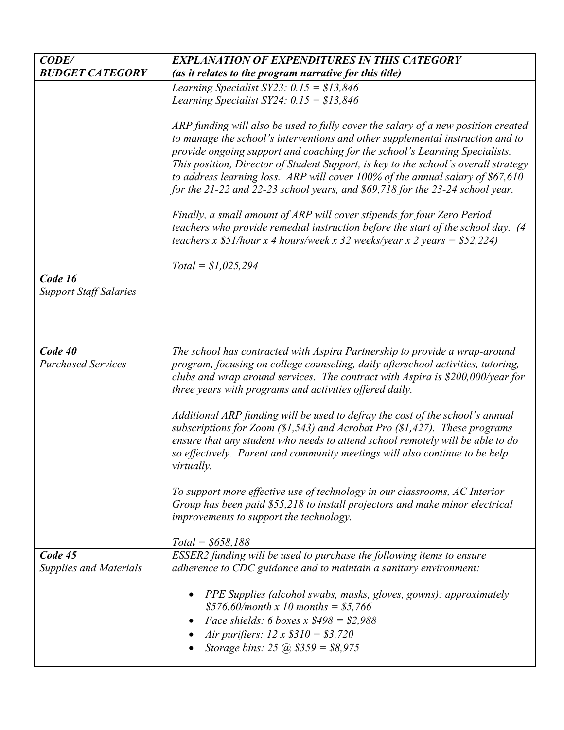| *CODE/ BUDGET CATEGORY* | *EXPLANATION OF EXPENDITURES IN THIS CATEGORY (as it relates to the program narrative for this title)* |
| --- | --- |
| | *Learning Specialist SY23: 0.15 = $13,846*<br>*Learning Specialist SY24: 0.15 = $13,846*<br><br>*ARP funding will also be used to fully cover the salary of a new position created to manage the school's interventions and other supplemental instruction and to provide ongoing support and coaching for the school's Learning Specialists. This position, Director of Student Support, is key to the school's overall strategy to address learning loss. ARP will cover 100% of the annual salary of $67,610 for the 21-22 and 22-23 school years, and $69,718 for the 23-24 school year.*<br><br>*Finally, a small amount of ARP will cover stipends for four Zero Period teachers who provide remedial instruction before the start of the school day. (4 teachers x $51/hour x 4 hours/week x 32 weeks/year x 2 years = $52,224)*<br><br>*Total = $1,025,294* |
| ***Code 16*** *Support Staff Salaries* | |
| ***Code 40*** *Purchased Services* | *The school has contracted with Aspira Partnership to provide a wrap-around program, focusing on college counseling, daily afterschool activities, tutoring, clubs and wrap around services. The contract with Aspira is $200,000/year for three years with programs and activities offered daily.*<br><br>*Additional ARP funding will be used to defray the cost of the school's annual subscriptions for Zoom ($1,543) and Acrobat Pro ($1,427). These programs ensure that any student who needs to attend school remotely will be able to do so effectively. Parent and community meetings will also continue to be help virtually.*<br><br>*To support more effective use of technology in our classrooms, AC Interior Group has been paid $55,218 to install projectors and make minor electrical improvements to support the technology.*<br><br>*Total = $658,188* |
| ***Code 45*** *Supplies and Materials* | *ESSER2 funding will be used to purchase the following items to ensure adherence to CDC guidance and to maintain a sanitary environment:*<br><br>• *PPE Supplies (alcohol swabs, masks, gloves, gowns): approximately $576.60/month x 10 months = $5,766*<br>• *Face shields: 6 boxes x $498 = $2,988*<br>• *Air purifiers: 12 x $310 = $3,720*<br>• *Storage bins: 25 @ $359 = $8,975* |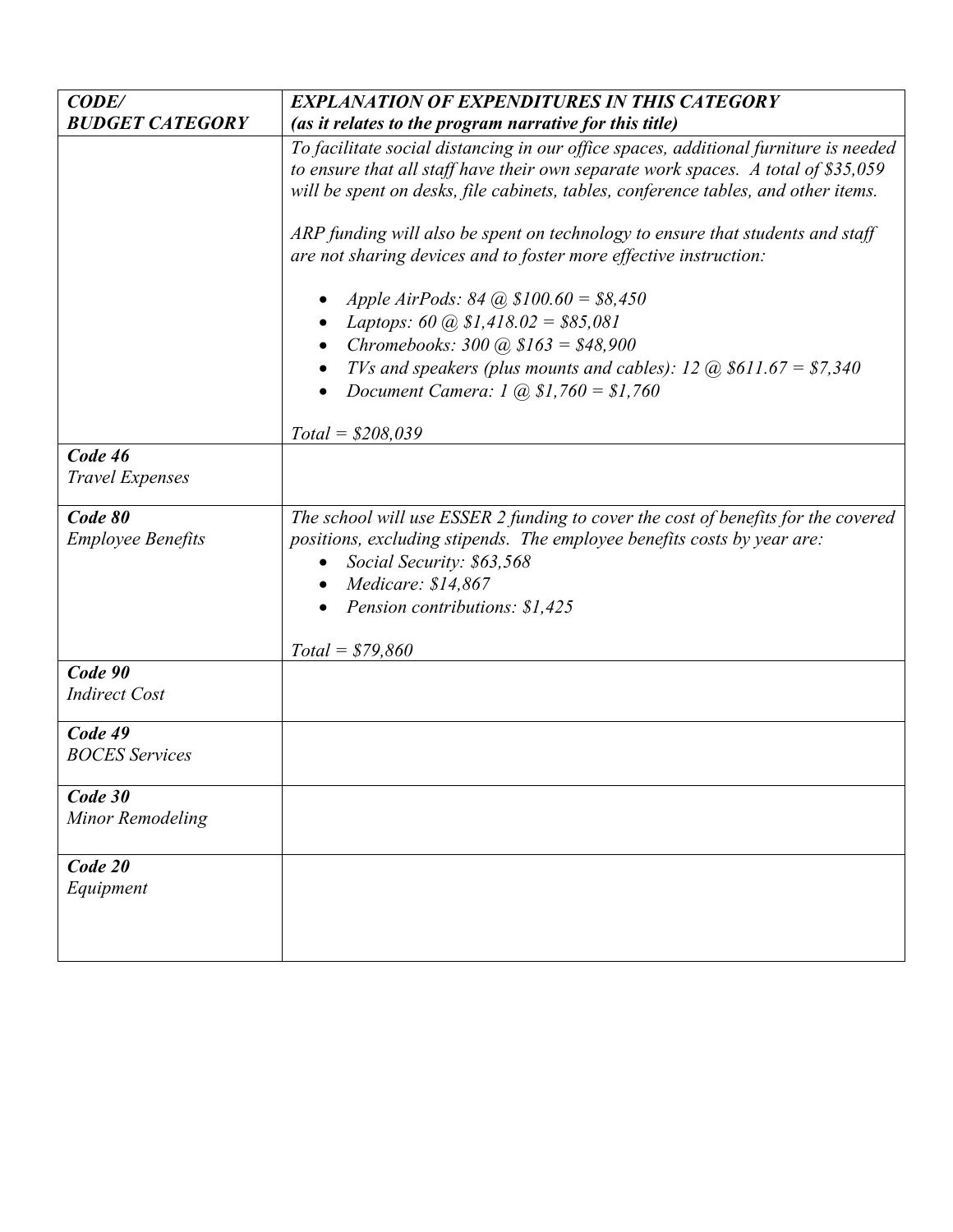| ***CODE/ BUDGET CATEGORY*** | ***EXPLANATION OF EXPENDITURES IN THIS CATEGORY (as it relates to the program narrative for this title)*** |
| --- | --- |
| | *To facilitate social distancing in our office spaces, additional furniture is needed to ensure that all staff have their own separate work spaces. A total of $35,059 will be spent on desks, file cabinets, tables, conference tables, and other items.*<br><br>*ARP funding will also be spent on technology to ensure that students and staff are not sharing devices and to foster more effective instruction:*<br><br>• *Apple AirPods: 84 @ $100.60 = $8,450*<br>• *Laptops: 60 @ $1,418.02 = $85,081*<br>• *Chromebooks: 300 @ $163 = $48,900*<br>• *TVs and speakers (plus mounts and cables): 12 @ $611.67 = $7,340*<br>• *Document Camera: 1 @ $1,760 = $1,760*<br><br>*Total = $208,039* |
| ***Code 46*** *Travel Expenses* | |
| ***Code 80*** *Employee Benefits* | *The school will use ESSER 2 funding to cover the cost of benefits for the covered positions, excluding stipends. The employee benefits costs by year are:*<br>• *Social Security: $63,568*<br>• *Medicare: $14,867*<br>• *Pension contributions: $1,425*<br><br>*Total = $79,860* |
| ***Code 90*** *Indirect Cost* | |
| ***Code 49*** *BOCES Services* | |
| ***Code 30*** *Minor Remodeling* | |
| ***Code 20*** *Equipment* | |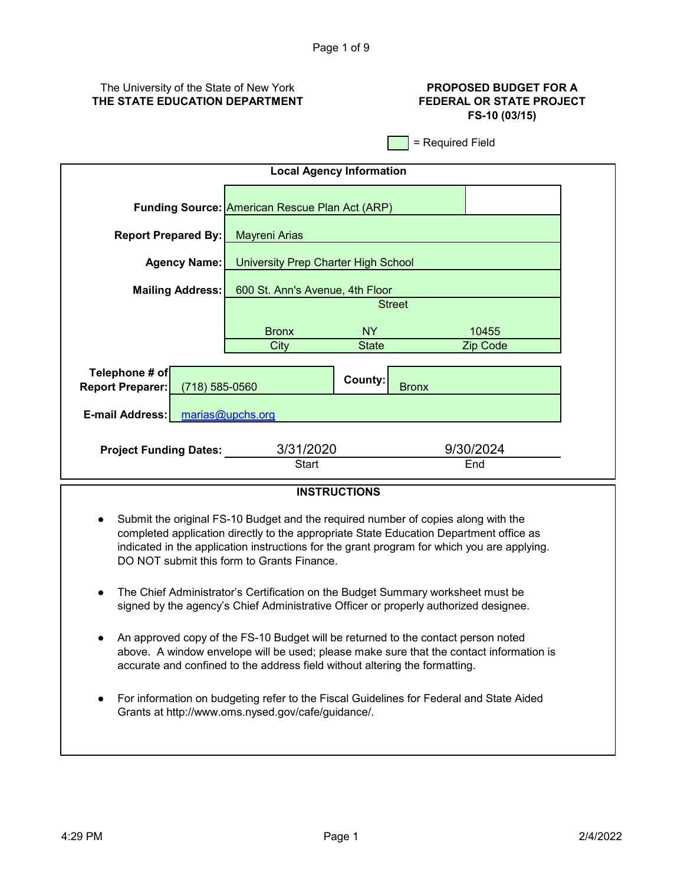The University of the State of New York
**THE STATE EDUCATION DEPARTMENT**

**PROPOSED BUDGET FOR A FEDERAL OR STATE PROJECT**
**FS-10 (03/15)**

= Required Field

## Local Agency Information

| | |
|---|---|
| **Funding Source:** | American Rescue Plan Act (ARP) |
| **Report Prepared By:** | Mayreni Arias |
| **Agency Name:** | University Prep Charter High School |
| **Mailing Address:** | 600 St. Ann's Avenue, 4th Floor (Street) |
| | Bronx (City), NY (State), 10455 (Zip Code) |
| **Telephone # of Report Preparer:** | (718) 585-0560 |
| **County:** | Bronx |
| **E-mail Address:** | marias@upchs.org |
| **Project Funding Dates:** | 3/31/2020 (Start) – 9/30/2024 (End) |

## INSTRUCTIONS

- Submit the original FS-10 Budget and the required number of copies along with the completed application directly to the appropriate State Education Department office as indicated in the application instructions for the grant program for which you are applying. DO NOT submit this form to Grants Finance.
- The Chief Administrator's Certification on the Budget Summary worksheet must be signed by the agency's Chief Administrative Officer or properly authorized designee.
- An approved copy of the FS-10 Budget will be returned to the contact person noted above. A window envelope will be used; please make sure that the contact information is accurate and confined to the address field without altering the formatting.
- For information on budgeting refer to the Fiscal Guidelines for Federal and State Aided Grants at http://www.oms.nysed.gov/cafe/guidance/.

4:29 PM 2/4/2022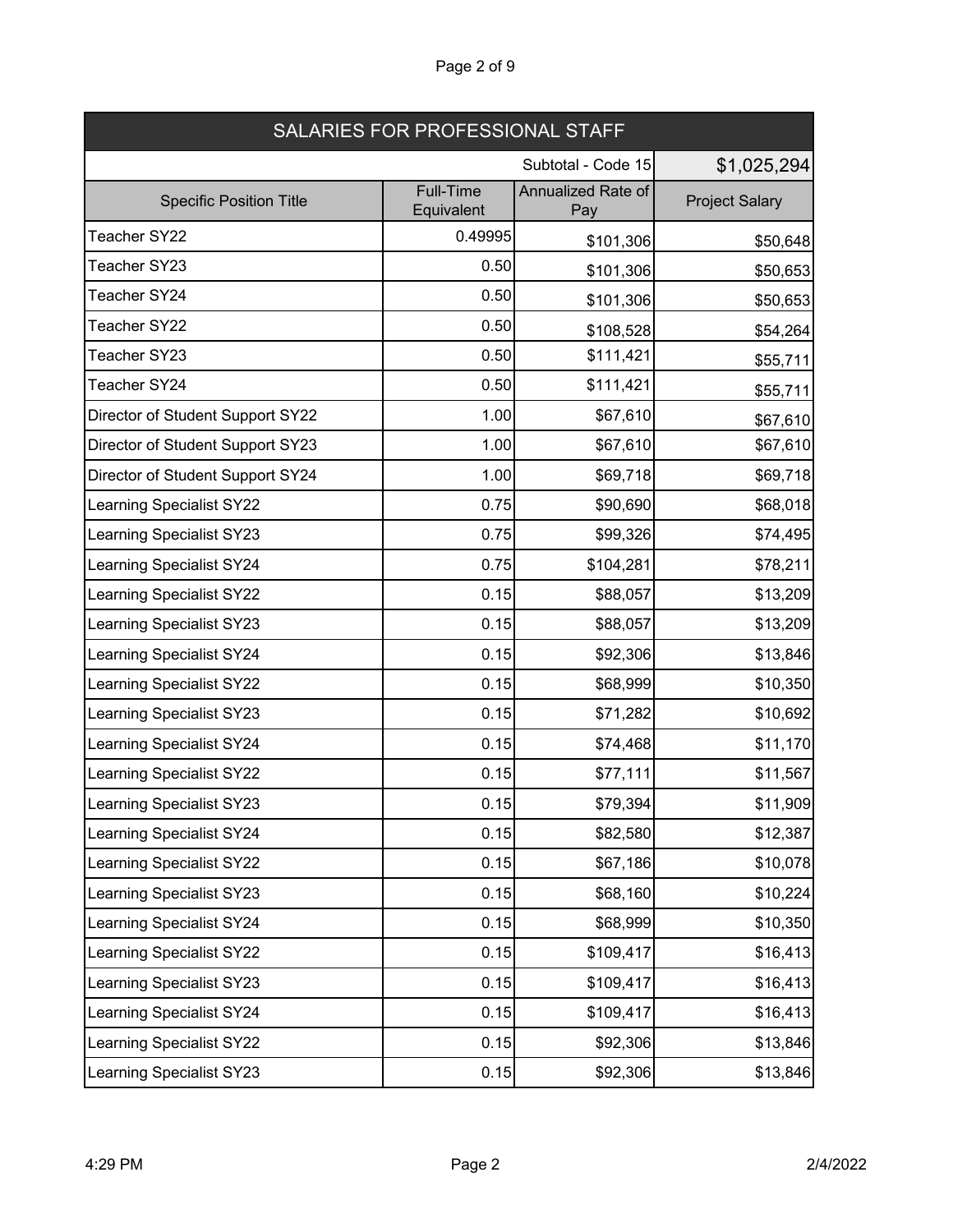| SALARIES FOR PROFESSIONAL STAFF | | | |
|---|---|---|---|
| | | Subtotal - Code 15 | $1,025,294 |
| Specific Position Title | Full-Time Equivalent | Annualized Rate of Pay | Project Salary |
| Teacher SY22 | 0.49995 | $101,306 | $50,648 |
| Teacher SY23 | 0.50 | $101,306 | $50,653 |
| Teacher SY24 | 0.50 | $101,306 | $50,653 |
| Teacher SY22 | 0.50 | $108,528 | $54,264 |
| Teacher SY23 | 0.50 | $111,421 | $55,711 |
| Teacher SY24 | 0.50 | $111,421 | $55,711 |
| Director of Student Support SY22 | 1.00 | $67,610 | $67,610 |
| Director of Student Support SY23 | 1.00 | $67,610 | $67,610 |
| Director of Student Support SY24 | 1.00 | $69,718 | $69,718 |
| Learning Specialist SY22 | 0.75 | $90,690 | $68,018 |
| Learning Specialist SY23 | 0.75 | $99,326 | $74,495 |
| Learning Specialist SY24 | 0.75 | $104,281 | $78,211 |
| Learning Specialist SY22 | 0.15 | $88,057 | $13,209 |
| Learning Specialist SY23 | 0.15 | $88,057 | $13,209 |
| Learning Specialist SY24 | 0.15 | $92,306 | $13,846 |
| Learning Specialist SY22 | 0.15 | $68,999 | $10,350 |
| Learning Specialist SY23 | 0.15 | $71,282 | $10,692 |
| Learning Specialist SY24 | 0.15 | $74,468 | $11,170 |
| Learning Specialist SY22 | 0.15 | $77,111 | $11,567 |
| Learning Specialist SY23 | 0.15 | $79,394 | $11,909 |
| Learning Specialist SY24 | 0.15 | $82,580 | $12,387 |
| Learning Specialist SY22 | 0.15 | $67,186 | $10,078 |
| Learning Specialist SY23 | 0.15 | $68,160 | $10,224 |
| Learning Specialist SY24 | 0.15 | $68,999 | $10,350 |
| Learning Specialist SY22 | 0.15 | $109,417 | $16,413 |
| Learning Specialist SY23 | 0.15 | $109,417 | $16,413 |
| Learning Specialist SY24 | 0.15 | $109,417 | $16,413 |
| Learning Specialist SY22 | 0.15 | $92,306 | $13,846 |
| Learning Specialist SY23 | 0.15 | $92,306 | $13,846 |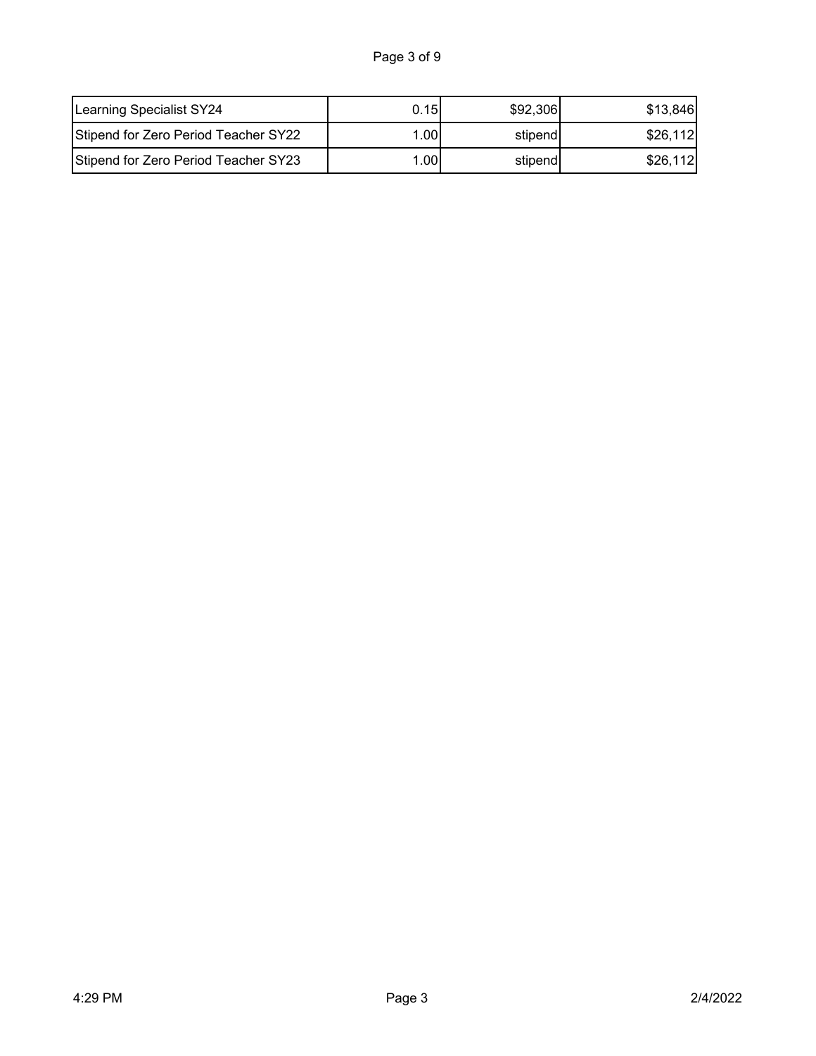| | | | |
|---|---|---|---|
| Learning Specialist SY24 | 0.15 | $92,306 | $13,846 |
| Stipend for Zero Period Teacher SY22 | 1.00 | stipend | $26,112 |
| Stipend for Zero Period Teacher SY23 | 1.00 | stipend | $26,112 |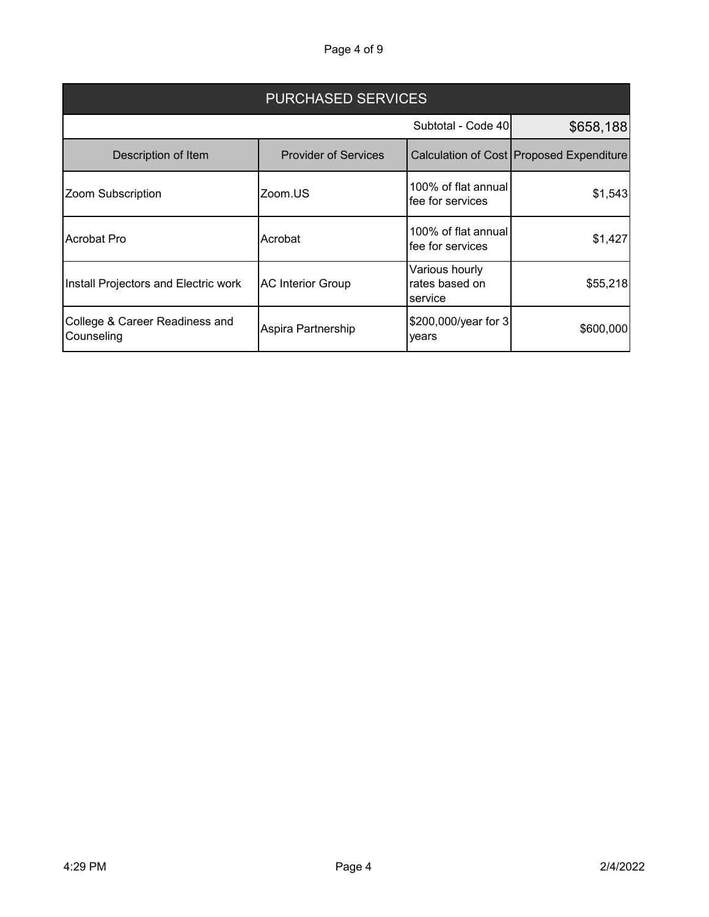## PURCHASED SERVICES

| | | Subtotal - Code 40 | $658,188 |
|---|---|---|---|
| Description of Item | Provider of Services | Calculation of Cost | Proposed Expenditure |
| Zoom Subscription | Zoom.US | 100% of flat annual fee for services | $1,543 |
| Acrobat Pro | Acrobat | 100% of flat annual fee for services | $1,427 |
| Install Projectors and Electric work | AC Interior Group | Various hourly rates based on service | $55,218 |
| College & Career Readiness and Counseling | Aspira Partnership | $200,000/year for 3 years | $600,000 |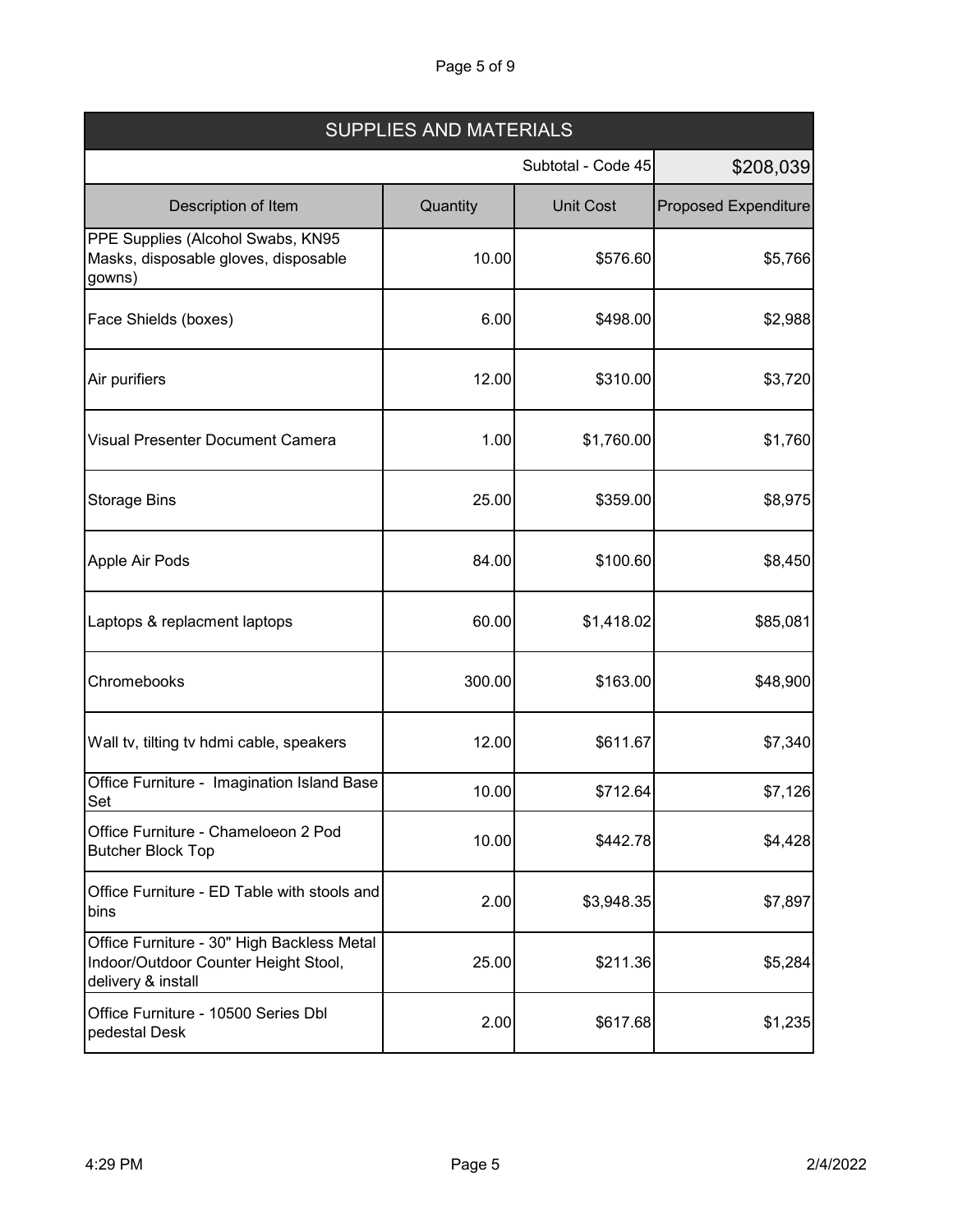| SUPPLIES AND MATERIALS | | | |
|---|---|---|---|
| | | Subtotal - Code 45 | $208,039 |
| Description of Item | Quantity | Unit Cost | Proposed Expenditure |
| PPE Supplies (Alcohol Swabs, KN95 Masks, disposable gloves, disposable gowns) | 10.00 | $576.60 | $5,766 |
| Face Shields (boxes) | 6.00 | $498.00 | $2,988 |
| Air purifiers | 12.00 | $310.00 | $3,720 |
| Visual Presenter Document Camera | 1.00 | $1,760.00 | $1,760 |
| Storage Bins | 25.00 | $359.00 | $8,975 |
| Apple Air Pods | 84.00 | $100.60 | $8,450 |
| Laptops & replacment laptops | 60.00 | $1,418.02 | $85,081 |
| Chromebooks | 300.00 | $163.00 | $48,900 |
| Wall tv, tilting tv hdmi cable, speakers | 12.00 | $611.67 | $7,340 |
| Office Furniture - Imagination Island Base Set | 10.00 | $712.64 | $7,126 |
| Office Furniture - Chameloeon 2 Pod Butcher Block Top | 10.00 | $442.78 | $4,428 |
| Office Furniture - ED Table with stools and bins | 2.00 | $3,948.35 | $7,897 |
| Office Furniture - 30" High Backless Metal Indoor/Outdoor Counter Height Stool, delivery & install | 25.00 | $211.36 | $5,284 |
| Office Furniture - 10500 Series Dbl pedestal Desk | 2.00 | $617.68 | $1,235 |

4:29 PM 2/4/2022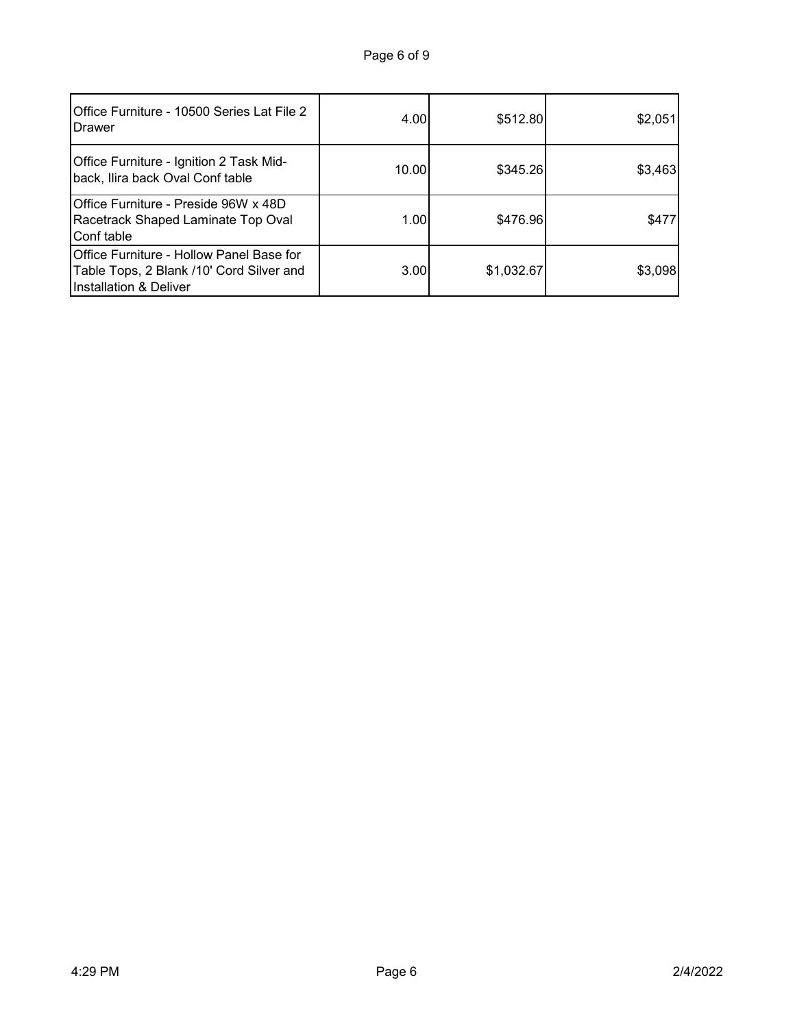| | | | |
|---|---|---|---|
| Office Furniture - 10500 Series Lat File 2 Drawer | 4.00 | $512.80 | $2,051 |
| Office Furniture - Ignition 2 Task Mid-back, Ilira back Oval Conf table | 10.00 | $345.26 | $3,463 |
| Office Furniture - Preside 96W x 48D Racetrack Shaped Laminate Top Oval Conf table | 1.00 | $476.96 | $477 |
| Office Furniture - Hollow Panel Base for Table Tops, 2 Blank /10' Cord Silver and Installation & Deliver | 3.00 | $1,032.67 | $3,098 |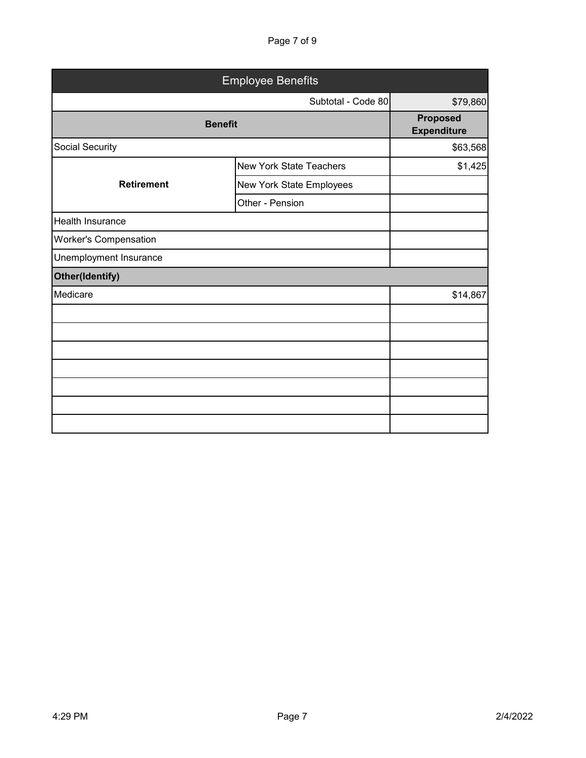## Employee Benefits

| | | |
|---|---|---|
| | Subtotal - Code 80 | $79,860 |
| **Benefit** | | **Proposed Expenditure** |
| Social Security | | $63,568 |
| **Retirement** | New York State Teachers | $1,425 |
| | New York State Employees | |
| | Other - Pension | |
| Health Insurance | | |
| Worker's Compensation | | |
| Unemployment Insurance | | |
| **Other(Identify)** | | |
| Medicare | | $14,867 |
| | | |
| | | |
| | | |
| | | |
| | | |
| | | |
| | | |

4:29 PM 2/4/2022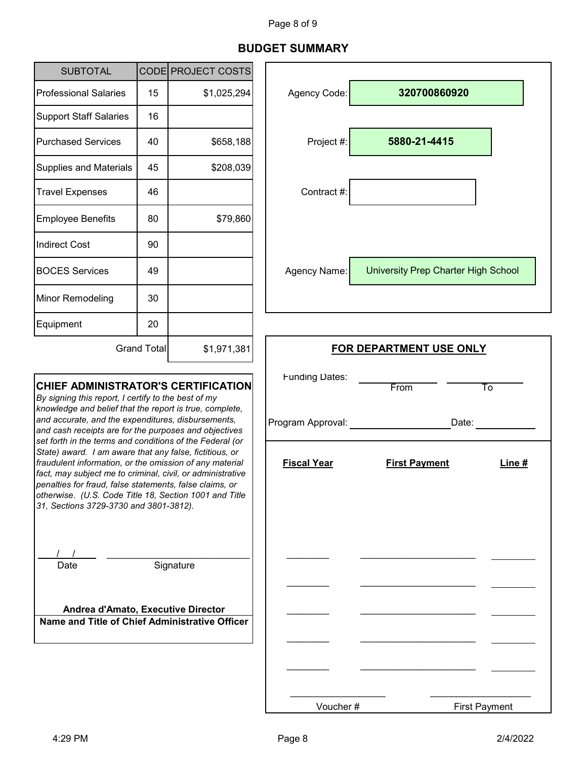# BUDGET SUMMARY

| SUBTOTAL | CODE | PROJECT COSTS |
|---|---|---|
| Professional Salaries | 15 | $1,025,294 |
| Support Staff Salaries | 16 | |
| Purchased Services | 40 | $658,188 |
| Supplies and Materials | 45 | $208,039 |
| Travel Expenses | 46 | |
| Employee Benefits | 80 | $79,860 |
| Indirect Cost | 90 | |
| BOCES Services | 49 | |
| Minor Remodeling | 30 | |
| Equipment | 20 | |
| | Grand Total | $1,971,381 |

Agency Code: **320700860920**

Project #: **5880-21-4415**

Contract #:

Agency Name: University Prep Charter High School

### CHIEF ADMINISTRATOR'S CERTIFICATION

*By signing this report, I certify to the best of my knowledge and belief that the report is true, complete, and accurate, and the expenditures, disbursements, and cash receipts are for the purposes and objectives set forth in the terms and conditions of the Federal (or State) award. I am aware that any false, fictitious, or fraudulent information, or the omission of any material fact, may subject me to criminal, civil, or administrative penalties for fraud, false statements, false claims, or otherwise. (U.S. Code Title 18, Section 1001 and Title 31, Sections 3729-3730 and 3801-3812).*

\_\_/\_\_/\_\_ Date

\_\_\_\_\_\_\_\_\_\_\_\_\_\_\_\_ Signature

**Andrea d'Amato, Executive Director**

**Name and Title of Chief Administrative Officer**

### FOR DEPARTMENT USE ONLY

Funding Dates: \_\_\_\_\_\_\_\_ From \_\_\_\_\_\_\_\_ To

Program Approval: \_\_\_\_\_\_\_\_\_\_\_\_ Date: \_\_\_\_\_\_\_\_

| Fiscal Year | First Payment | Line # |
|---|---|---|
| | | |
| | | |
| | | |
| | | |
| | | |

\_\_\_\_\_\_\_\_\_\_ Voucher #

\_\_\_\_\_\_\_\_\_\_ First Payment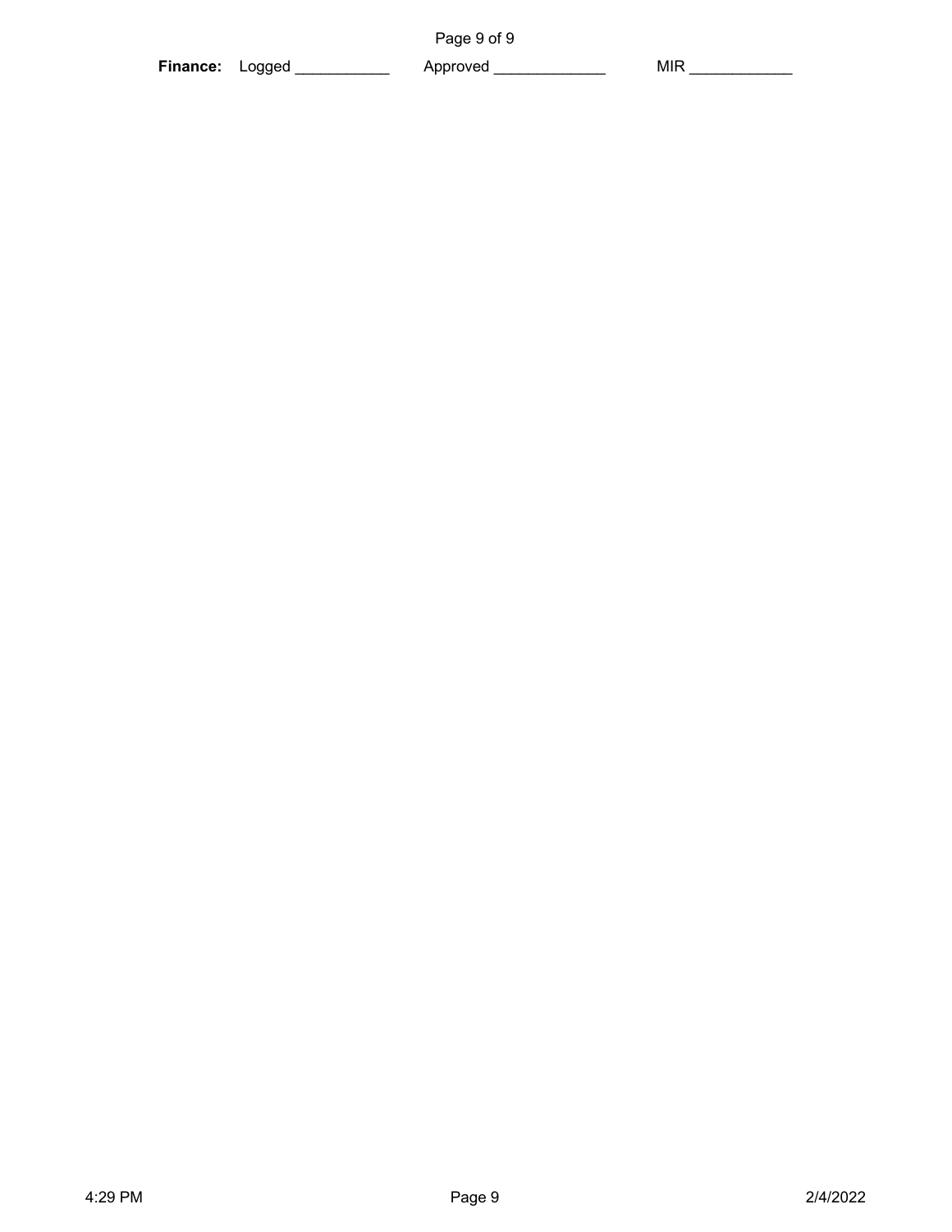**Finance:** Logged ___________ Approved _____________ MIR ____________